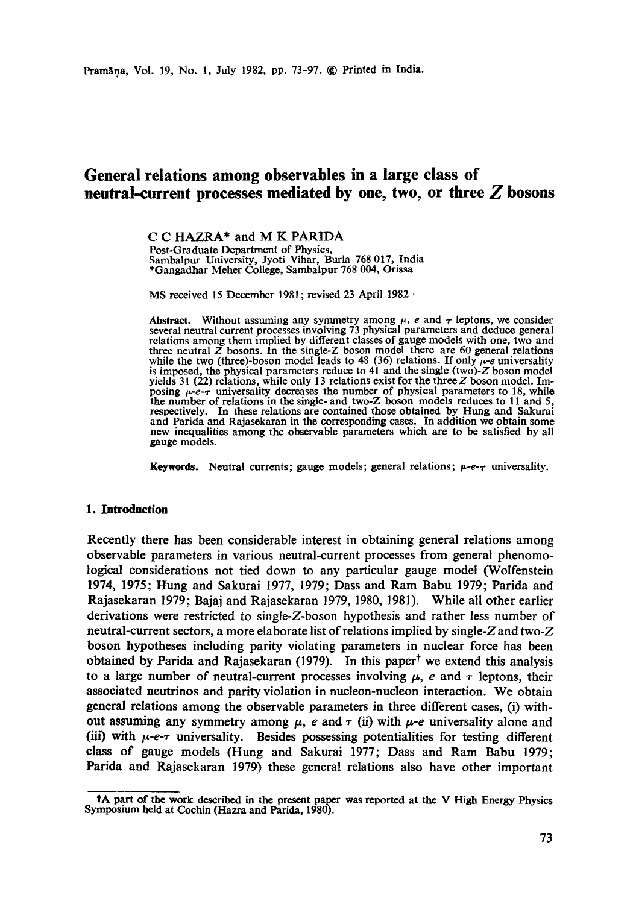# General relations among observables in a large class of neutral-current processes mediated by one, two, or three $Z$ bosons

C C HAZRA* and M K PARIDA

Post-Graduate Department of Physics,
Sambalpur University, Jyoti Vihar, Burla 768 017, India
*Gangadhar Meher College, Sambalpur 768 004, Orissa

MS received 15 December 1981; revised 23 April 1982

**Abstract.** Without assuming any symmetry among $\mu$, $e$ and $\tau$ leptons, we consider several neutral current processes involving 73 physical parameters and deduce general relations among them implied by different classes of gauge models with one, two and three neutral $Z$ bosons. In the single-Z boson model there are 60 general relations while the two (three)-boson model leads to 48 (36) relations. If only $\mu$-$e$ universality is imposed, the physical parameters reduce to 41 and the single (two)-$Z$ boson model yields 31 (22) relations, while only 13 relations exist for the three $Z$ boson model. Imposing $\mu$-$e$-$\tau$ universality decreases the number of physical parameters to 18, while the number of relations in the single- and two-Z boson models reduces to 11 and 5, respectively. In these relations are contained those obtained by Hung and Sakurai and Parida and Rajasekaran in the corresponding cases. In addition we obtain some new inequalities among the observable parameters which are to be satisfied by all gauge models.

**Keywords.** Neutral currents; gauge models; general relations; $\mu$-$e$-$\tau$ universality.

## 1. Introduction

Recently there has been considerable interest in obtaining general relations among observable parameters in various neutral-current processes from general phenomological considerations not tied down to any particular gauge model (Wolfenstein 1974, 1975; Hung and Sakurai 1977, 1979; Dass and Ram Babu 1979; Parida and Rajasekaran 1979; Bajaj and Rajasekaran 1979, 1980, 1981). While all other earlier derivations were restricted to single-Z-boson hypothesis and rather less number of neutral-current sectors, a more elaborate list of relations implied by single-$Z$ and two-$Z$ boson hypotheses including parity violating parameters in nuclear force has been obtained by Parida and Rajasekaran (1979). In this paper† we extend this analysis to a large number of neutral-current processes involving $\mu$, $e$ and $\tau$ leptons, their associated neutrinos and parity violation in nucleon-nucleon interaction. We obtain general relations among the observable parameters in three different cases, (i) without assuming any symmetry among $\mu$, $e$ and $\tau$ (ii) with $\mu$-$e$ universality alone and (iii) with $\mu$-$e$-$\tau$ universality. Besides possessing potentialities for testing different class of gauge models (Hung and Sakurai 1977; Dass and Ram Babu 1979; Parida and Rajasekaran 1979) these general relations also have other important

†A part of the work described in the present paper was reported at the V High Energy Physics Symposium held at Cochin (Hazra and Parida, 1980).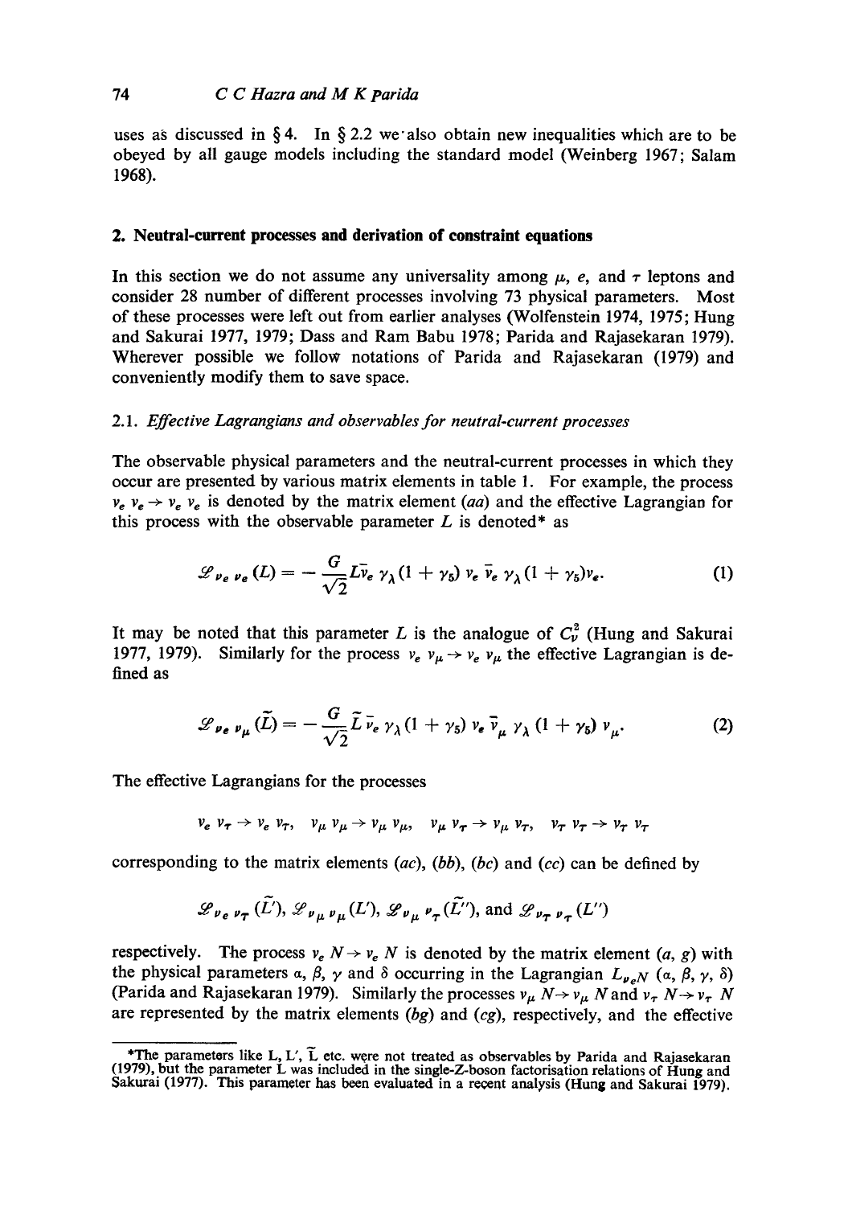uses as discussed in § 4. In § 2.2 we also obtain new inequalities which are to be obeyed by all gauge models including the standard model (Weinberg 1967; Salam 1968).

## 2. Neutral-current processes and derivation of constraint equations

In this section we do not assume any universality among $\mu$, $e$, and $\tau$ leptons and consider 28 number of different processes involving 73 physical parameters. Most of these processes were left out from earlier analyses (Wolfenstein 1974, 1975; Hung and Sakurai 1977, 1979; Dass and Ram Babu 1978; Parida and Rajasekaran 1979). Wherever possible we follow notations of Parida and Rajasekaran (1979) and conveniently modify them to save space.

### 2.1. *Effective Lagrangians and observables for neutral-current processes*

The observable physical parameters and the neutral-current processes in which they occur are presented by various matrix elements in table 1. For example, the process $\nu_e \nu_e \to \nu_e \nu_e$ is denoted by the matrix element $(aa)$ and the effective Lagrangian for this process with the observable parameter $L$ is denoted* as

$$\mathscr{L}_{\nu_e \nu_e}(L) = -\frac{G}{\sqrt{2}} L \bar{\nu}_e \gamma_\lambda (1+\gamma_5) \nu_e \bar{\nu}_e \gamma_\lambda (1+\gamma_5) \nu_e. \tag{1}$$

It may be noted that this parameter $L$ is the analogue of $C_\nu^2$ (Hung and Sakurai 1977, 1979). Similarly for the process $\nu_e \nu_\mu \to \nu_e \nu_\mu$ the effective Lagrangian is defined as

$$\mathscr{L}_{\nu_e \nu_\mu}(\tilde{L}) = -\frac{G}{\sqrt{2}} \tilde{L} \bar{\nu}_e \gamma_\lambda (1+\gamma_5) \nu_e \bar{\nu}_\mu \gamma_\lambda (1+\gamma_5) \nu_\mu. \tag{2}$$

The effective Lagrangians for the processes

$$\nu_e \nu_\tau \to \nu_e \nu_\tau, \quad \nu_\mu \nu_\mu \to \nu_\mu \nu_\mu, \quad \nu_\mu \nu_\tau \to \nu_\mu \nu_\tau, \quad \nu_\tau \nu_\tau \to \nu_\tau \nu_\tau$$

corresponding to the matrix elements $(ac)$, $(bb)$, $(bc)$ and $(cc)$ can be defined by

$$\mathscr{L}_{\nu_e \nu_\tau}(\tilde{L}'), \; \mathscr{L}_{\nu_\mu \nu_\mu}(L'), \; \mathscr{L}_{\nu_\mu \nu_\tau}(\tilde{L}''), \text{ and } \mathscr{L}_{\nu_\tau \nu_\tau}(L'')$$

respectively. The process $\nu_e N \to \nu_e N$ is denoted by the matrix element $(a, g)$ with the physical parameters $\alpha$, $\beta$, $\gamma$ and $\delta$ occurring in the Lagrangian $L_{\nu_e N}(\alpha, \beta, \gamma, \delta)$ (Parida and Rajasekaran 1979). Similarly the processes $\nu_\mu N \to \nu_\mu N$ and $\nu_\tau N \to \nu_\tau N$ are represented by the matrix elements $(bg)$ and $(cg)$, respectively, and the effective

*The parameters like L, L′, $\tilde{L}$ etc. were not treated as observables by Parida and Rajasekaran (1979), but the parameter L was included in the single-Z-boson factorisation relations of Hung and Sakurai (1977). This parameter has been evaluated in a recent analysis (Hung and Sakurai 1979).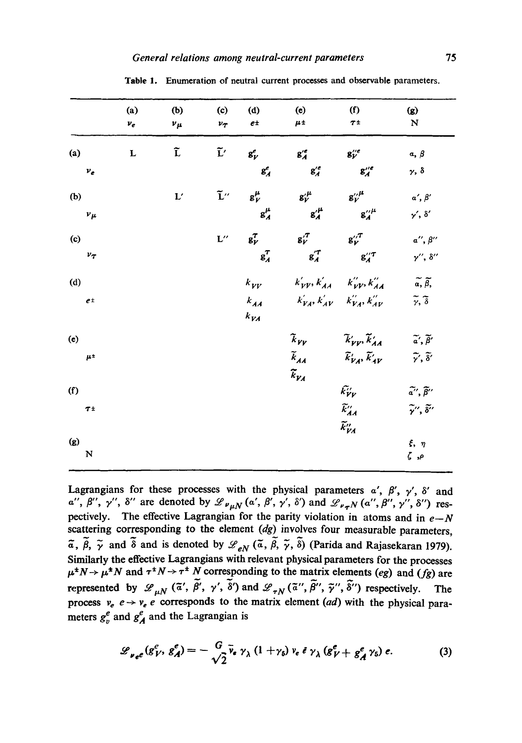Table 1. Enumeration of neutral current processes and observable parameters.

| | (a) $\nu_e$ | (b) $\nu_\mu$ | (c) $\nu_\tau$ | (d) $e\pm$ | (e) $\mu\pm$ | (f) $\tau\pm$ | (g) N |
|---|---|---|---|---|---|---|---|
| (a) $\nu_e$ | L | $\tilde{\mathrm{L}}$ | $\tilde{\mathrm{L}}'$ | $g_V^e$, $g_A^e$ | $g_A'^e$, $g_A'^e$ | $g_V''^e$, $g_A''^e$ | $\alpha, \beta$, $\gamma, \delta$ |
| (b) $\nu_\mu$ | | L′ | $\tilde{\mathrm{L}}''$ | $g_V^\mu$, $g_A^\mu$ | $g_V'^\mu$, $g_A'^\mu$ | $g_V''^\mu$, $g_A''^\mu$ | $\alpha', \beta'$, $\gamma', \delta'$ |
| (c) $\nu_\tau$ | | | L″ | $g_V^\tau$, $g_A^\tau$ | $g_V'^\tau$, $g_A'^\tau$ | $g_V''^\tau$, $g_A''^\tau$ | $\alpha'', \beta''$, $\gamma'', \delta''$ |
| (d) $e\pm$ | | | | $k_{VV}$, $k_{AA}$, $k_{VA}$ | $k'_{VV}, k'_{AA}$, $k'_{VA}, k'_{AV}$ | $k''_{VV}, k''_{AA}$, $k''_{VA}, k''_{AV}$ | $\tilde{\alpha}, \tilde{\beta}$, $\tilde{\gamma}, \tilde{\delta}$ |
| (e) $\mu\pm$ | | | | | $\tilde{k}_{VV}$, $\tilde{k}_{AA}$, $\tilde{k}_{VA}$ | $\tilde{k}'_{VV}, \tilde{k}'_{AA}$, $\tilde{k}'_{VA}, \tilde{k}'_{AV}$ | $\tilde{\alpha}', \tilde{\beta}'$, $\tilde{\gamma}', \tilde{\delta}'$ |
| (f) $\tau\pm$ | | | | | | $\tilde{k}''_{VV}$, $\tilde{k}''_{AA}$, $\tilde{k}''_{VA}$ | $\tilde{\alpha}'', \tilde{\beta}''$, $\tilde{\gamma}'', \tilde{\delta}''$ |
| (g) N | | | | | | | $\xi, \eta$, $\zeta, \rho$ |

Lagrangians for these processes with the physical parameters $\alpha'$, $\beta'$, $\gamma'$, $\delta'$ and $\alpha''$, $\beta''$, $\gamma''$, $\delta''$ are denoted by $\mathscr{L}_{\nu_\mu N}(\alpha', \beta', \gamma', \delta')$ and $\mathscr{L}_{\nu_\tau N}(\alpha'', \beta'', \gamma'', \delta'')$ respectively. The effective Lagrangian for the parity violation in atoms and in $e-N$ scattering corresponding to the element $(dg)$ involves four measurable parameters, $\tilde{\alpha}$, $\tilde{\beta}$, $\tilde{\gamma}$ and $\tilde{\delta}$ and is denoted by $\mathscr{L}_{eN}(\tilde{\alpha}, \tilde{\beta}, \tilde{\gamma}, \tilde{\delta})$ (Parida and Rajasekaran 1979). Similarly the effective Lagrangians with relevant physical parameters for the processes $\mu^\pm N \to \mu^\pm N$ and $\tau^\pm N \to \tau^\pm N$ corresponding to the matrix elements $(eg)$ and $(fg)$ are represented by $\mathscr{L}_{\mu N}(\tilde{\alpha}', \tilde{\beta}', \gamma', \tilde{\delta}')$ and $\mathscr{L}_{\tau N}(\tilde{\alpha}'', \tilde{\beta}'', \tilde{\gamma}'', \tilde{\delta}'')$ respectively. The process $\nu_e\, e \to \nu_e\, e$ corresponds to the matrix element $(ad)$ with the physical parameters $g_v^e$ and $g_A^e$ and the Lagrangian is

$$\mathscr{L}_{\nu_e e}(g_V^e, g_A^e) = -\frac{G}{\sqrt{2}} \bar{\nu}_e \gamma_\lambda (1+\gamma_5) \nu_e \bar{e} \gamma_\lambda (g_V^e + g_A^e \gamma_5) e. \tag{3}$$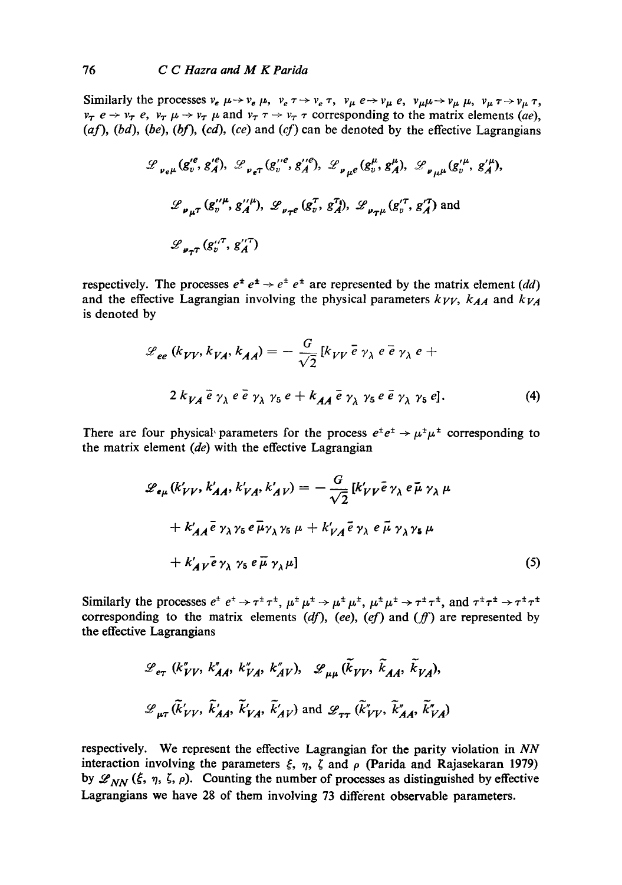Similarly the processes $\nu_e\, \mu \to \nu_e\, \mu$, $\nu_e\, \tau \to \nu_e\, \tau$, $\nu_\mu\, e \to \nu_\mu\, e$, $\nu_\mu \mu \to \nu_\mu\, \mu$, $\nu_\mu\, \tau \to \nu_\mu\, \tau$, $\nu_\tau\, e \to \nu_\tau\, e$, $\nu_\tau\, \mu \to \nu_\tau\, \mu$ and $\nu_\tau\, \tau \to \nu_\tau\, \tau$ corresponding to the matrix elements $(ae)$, $(af)$, $(bd)$, $(be)$, $(bf)$, $(cd)$, $(ce)$ and $(cf)$ can be denoted by the effective Lagrangians

$$\mathscr{L}_{\nu_e \mu}(g_v'^e, g_A'^e),\ \mathscr{L}_{\nu_e \tau}(g_v''^e, g_A''^e),\ \mathscr{L}_{\nu_\mu e}(g_v^\mu, g_A^\mu),\ \mathscr{L}_{\nu_\mu \mu}(g_v'^\mu, g_A'^\mu),$$

$$\mathscr{L}_{\nu_\mu \tau}(g_v''^\mu, g_A''^\mu),\ \mathscr{L}_{\nu_\tau e}(g_v^\tau, g_A^\tau),\ \mathscr{L}_{\nu_\tau \mu}(g_v'^\tau, g_A'^\tau) \text{ and}$$

$$\mathscr{L}_{\nu_\tau \tau}(g_v''^\tau, g_A''^\tau)$$

respectively. The processes $e^\pm\, e^\pm \to e^\pm\, e^\pm$ are represented by the matrix element $(dd)$ and the effective Lagrangian involving the physical parameters $k_{VV}$, $k_{AA}$ and $k_{VA}$ is denoted by

$$\mathscr{L}_{ee}(k_{VV}, k_{VA}, k_{AA}) = -\frac{G}{\sqrt{2}}[k_{VV}\, \bar{e}\, \gamma_\lambda\, e\, \bar{e}\, \gamma_\lambda\, e + 2\, k_{VA}\, \bar{e}\, \gamma_\lambda\, e\, \bar{e}\, \gamma_\lambda\, \gamma_5\, e + k_{AA}\, \bar{e}\, \gamma_\lambda\, \gamma_5\, e\, \bar{e}\, \gamma_\lambda\, \gamma_5\, e]. \tag{4}$$

There are four physical parameters for the process $e^\pm e^\pm \to \mu^\pm \mu^\pm$ corresponding to the matrix element $(de)$ with the effective Lagrangian

$$\mathscr{L}_{e\mu}(k'_{VV}, k'_{AA}, k'_{VA}, k'_{AV}) = -\frac{G}{\sqrt{2}}[k'_{VV}\bar{e}\, \gamma_\lambda\, e\bar{\mu}\, \gamma_\lambda\, \mu + k'_{AA}\bar{e}\, \gamma_\lambda \gamma_5\, e\bar{\mu}\gamma_\lambda\, \gamma_5\, \mu + k'_{VA}\bar{e}\, \gamma_\lambda\, e\, \bar{\mu}\, \gamma_\lambda \gamma_5\, \mu + k'_{AV}\bar{e}\, \gamma_\lambda\, \gamma_5\, e\bar{\mu}\, \gamma_\lambda \mu] \tag{5}$$

Similarly the processes $e^\pm\, e^\pm \to \tau^\pm\, \tau^\pm$, $\mu^\pm\, \mu^\pm \to \mu^\pm\, \mu^\pm$, $\mu^\pm \mu^\pm \to \tau^\pm \tau^\pm$, and $\tau^\pm \tau^\pm \to \tau^\pm \tau^\pm$ corresponding to the matrix elements $(df)$, $(ee)$, $(ef)$ and $(ff)$ are represented by the effective Lagrangians

$$\mathscr{L}_{e\tau}(k''_{VV}, k''_{AA}, k''_{VA}, k''_{AV}),\ \mathscr{L}_{\mu\mu}(\tilde{k}_{VV}, \tilde{k}_{AA}, \tilde{k}_{VA}),$$

$$\mathscr{L}_{\mu\tau}(\tilde{k}'_{VV}, \tilde{k}'_{AA}, \tilde{k}'_{VA}, \tilde{k}'_{AV}) \text{ and } \mathscr{L}_{\tau\tau}(\tilde{k}''_{VV}, \tilde{k}''_{AA}, \tilde{k}''_{VA})$$

respectively. We represent the effective Lagrangian for the parity violation in $NN$ interaction involving the parameters $\xi$, $\eta$, $\zeta$ and $\rho$ (Parida and Rajasekaran 1979) by $\mathscr{L}_{NN}(\xi, \eta, \zeta, \rho)$. Counting the number of processes as distinguished by effective Lagrangians we have 28 of them involving 73 different observable parameters.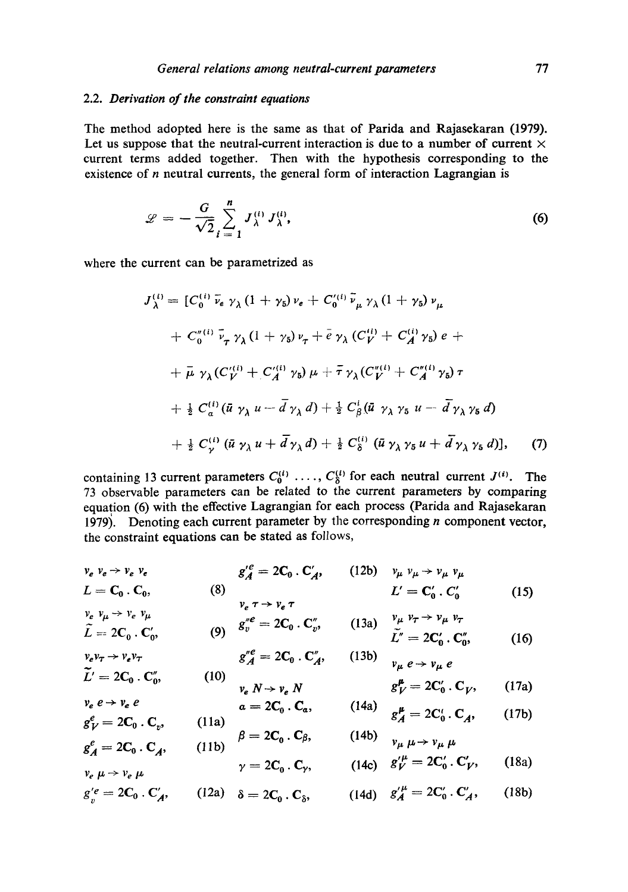### 2.2. *Derivation of the constraint equations*

The method adopted here is the same as that of Parida and Rajasekaran (1979). Let us suppose that the neutral-current interaction is due to a number of current × current terms added together. Then with the hypothesis corresponding to the existence of $n$ neutral currents, the general form of interaction Lagrangian is

$$\mathcal{L} = -\frac{G}{\sqrt{2}} \sum_{i=1}^{n} J_\lambda^{(i)} J_\lambda^{(i)}, \tag{6}$$

where the current can be parametrized as

$$\begin{aligned} J_\lambda^{(i)} = [ & C_0^{(i)} \bar{\nu}_e \gamma_\lambda (1+\gamma_5) \nu_e + C_0'^{(i)} \bar{\nu}_\mu \gamma_\lambda (1+\gamma_5) \nu_\mu \\ & + C_0''^{(i)} \bar{\nu}_\tau \gamma_\lambda (1+\gamma_5) \nu_\tau + \bar{e} \gamma_\lambda (C_V^{(i)} + C_A^{(i)} \gamma_5) e + \\ & + \bar{\mu} \gamma_\lambda (C_V'^{(i)} + C_A'^{(i)} \gamma_5) \mu + \bar{\tau} \gamma_\lambda (C_V''^{(i)} + C_A''^{(i)} \gamma_5) \tau \\ & + \tfrac{1}{2} C_\alpha^{(i)} (\bar{u} \gamma_\lambda u - \bar{d} \gamma_\lambda d) + \tfrac{1}{2} C_\beta^{i} (\bar{u} \gamma_\lambda \gamma_5 u - \bar{d} \gamma_\lambda \gamma_5 d) \\ & + \tfrac{1}{2} C_\gamma^{(i)} (\bar{u} \gamma_\lambda u + \bar{d} \gamma_\lambda d) + \tfrac{1}{2} C_\delta^{(i)} (\bar{u} \gamma_\lambda \gamma_5 u + \bar{d} \gamma_\lambda \gamma_5 d)], \end{aligned} \tag{7}$$

containing 13 current parameters $C_0^{(i)}, \ldots, C_\delta^{(i)}$ for each neutral current $J^{(i)}$. The 73 observable parameters can be related to the current parameters by comparing equation (6) with the effective Lagrangian for each process (Parida and Rajasekaran 1979). Denoting each current parameter by the corresponding $n$ component vector, the constraint equations can be stated as follows,

$\nu_e \nu_e \to \nu_e \nu_e$

$$L = \mathbf{C}_0 \cdot \mathbf{C}_0, \tag{8}$$

$\nu_e \nu_\mu \to \nu_e \nu_\mu$

$$\tilde{L} = 2\mathbf{C}_0 \cdot \mathbf{C}_0', \tag{9}$$

$\nu_e \nu_\tau \to \nu_e \nu_\tau$

$$\tilde{L}' = 2\mathbf{C}_0 \cdot \mathbf{C}_0'', \tag{10}$$

$\nu_e e \to \nu_e e$

$$g_V^e = 2\mathbf{C}_0 \cdot \mathbf{C}_v, \tag{11a}$$

$$g_A^e = 2\mathbf{C}_0 \cdot \mathbf{C}_A, \tag{11b}$$

$\nu_e \mu \to \nu_e \mu$

$$g_v'^e = 2\mathbf{C}_0 \cdot \mathbf{C}_A', \tag{12a}$$

$$g_A'^e = 2\mathbf{C}_0 \cdot \mathbf{C}_A', \tag{12b}$$

$\nu_e \tau \to \nu_e \tau$

$$g_v''^e = 2\mathbf{C}_0 \cdot \mathbf{C}_v'', \tag{13a}$$

$$g_A''^e = 2\mathbf{C}_0 \cdot \mathbf{C}_A'', \tag{13b}$$

$\nu_e N \to \nu_e N$

$$\alpha = 2\mathbf{C}_0 \cdot \mathbf{C}_\alpha, \tag{14a}$$

$$\beta = 2\mathbf{C}_0 \cdot \mathbf{C}_\beta, \tag{14b}$$

$$\gamma = 2\mathbf{C}_0 \cdot \mathbf{C}_\gamma, \tag{14c}$$

$$\delta = 2\mathbf{C}_0 \cdot \mathbf{C}_\delta, \tag{14d}$$

$\nu_\mu \nu_\mu \to \nu_\mu \nu_\mu$

$$L' = \mathbf{C}_0' \cdot C_0' \tag{15}$$

$\nu_\mu \nu_\tau \to \nu_\mu \nu_\tau$

$$\tilde{L}'' = 2\mathbf{C}_0' \cdot \mathbf{C}_0'', \tag{16}$$

$\nu_\mu e \to \nu_\mu e$

$$g_V^\mu = 2\mathbf{C}_0' \cdot \mathbf{C}_V, \tag{17a}$$

$$g_A^\mu = 2\mathbf{C}_0' \cdot \mathbf{C}_A, \tag{17b}$$

$\nu_\mu \mu \to \nu_\mu \mu$

$$g_V'^\mu = 2\mathbf{C}_0' \cdot \mathbf{C}_V', \tag{18a}$$

$$g_A'^\mu = 2\mathbf{C}_0' \cdot \mathbf{C}_A', \tag{18b}$$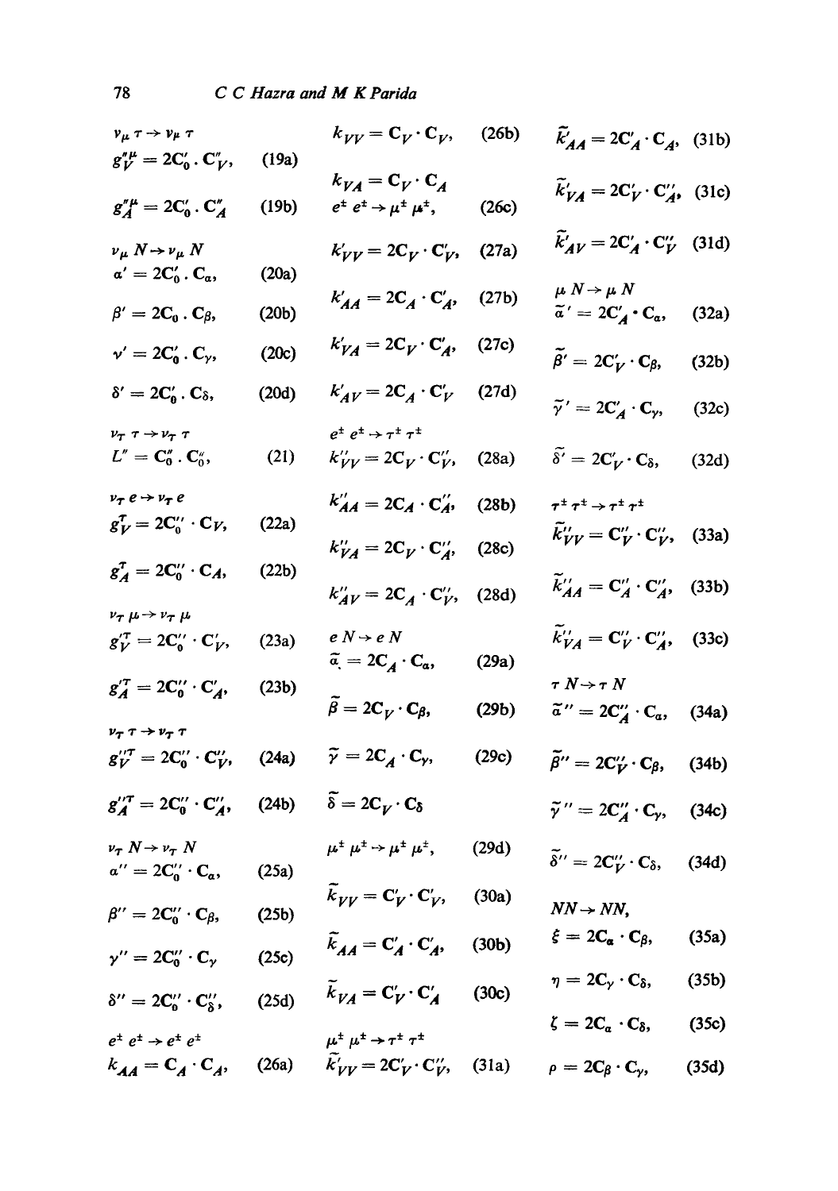$\nu_\mu\, \tau \to \nu_\mu\, \tau$

$$g_V''^{\mu} = 2C_0' \cdot C_V'', \quad (19a)$$

$$g_A''^{\mu} = 2C_0' \cdot C_A'' \quad (19b)$$

$\nu_\mu\, N \to \nu_\mu\, N$

$$\alpha' = 2C_0' \cdot C_\alpha, \quad (20a)$$

$$\beta' = 2C_0 \cdot C_\beta, \quad (20b)$$

$$\nu' = 2C_0' \cdot C_\gamma, \quad (20c)$$

$$\delta' = 2C_0' \cdot C_\delta, \quad (20d)$$

$\nu_\tau\, \tau \to \nu_\tau\, \tau$

$$L'' = C_0'' \cdot C_0'', \quad (21)$$

$\nu_\tau\, e \to \nu_\tau\, e$

$$g_V^\tau = 2C_0'' \cdot C_V, \quad (22a)$$

$$g_A^\tau = 2C_0'' \cdot C_A, \quad (22b)$$

$\nu_\tau\, \mu \to \nu_\tau\, \mu$

$$g_V'^{\tau} = 2C_0'' \cdot C_V', \quad (23a)$$

$$g_A'^{\tau} = 2C_0'' \cdot C_A', \quad (23b)$$

$\nu_\tau\, \tau \to \nu_\tau\, \tau$

$$g_V''^{\tau} = 2C_0'' \cdot C_V'', \quad (24a)$$

$$g_A''^{\tau} = 2C_0'' \cdot C_A'', \quad (24b)$$

$\nu_\tau\, N \to \nu_\tau\, N$

$$\alpha'' = 2C_0'' \cdot C_\alpha, \quad (25a)$$

$$\beta'' = 2C_0'' \cdot C_\beta, \quad (25b)$$

$$\gamma'' = 2C_0'' \cdot C_\gamma \quad (25c)$$

$$\delta'' = 2C_0'' \cdot C_\delta'', \quad (25d)$$

$e^\pm\, e^\pm \to e^\pm\, e^\pm$

$$k_{AA} = C_A \cdot C_A, \quad (26a)$$

$$k_{VV} = C_V \cdot C_V, \quad (26b)$$

$$k_{VA} = C_V \cdot C_A$$

$e^\pm\, e^\pm \to \mu^\pm\, \mu^\pm, \quad (26c)$

$$k_{VV}' = 2C_V \cdot C_V', \quad (27a)$$

$$k_{AA}' = 2C_A \cdot C_A', \quad (27b)$$

$$k_{VA}' = 2C_V \cdot C_A', \quad (27c)$$

$$k_{AV}' = 2C_A \cdot C_V' \quad (27d)$$

$e^\pm\, e^\pm \to \tau^\pm\, \tau^\pm$

$$k_{VV}'' = 2C_V \cdot C_V'', \quad (28a)$$

$$k_{AA}'' = 2C_A \cdot C_A'', \quad (28b)$$

$$k_{VA}'' = 2C_V \cdot C_A'', \quad (28c)$$

$$k_{AV}'' = 2C_A \cdot C_V'', \quad (28d)$$

$e\, N \to e\, N$

$$\tilde{\alpha} = 2C_A \cdot C_\alpha, \quad (29a)$$

$$\tilde{\beta} = 2C_V \cdot C_\beta, \quad (29b)$$

$$\tilde{\gamma} = 2C_A \cdot C_\gamma, \quad (29c)$$

$$\tilde{\delta} = 2C_V \cdot C_\delta$$

$\mu^\pm\, \mu^\pm \to \mu^\pm\, \mu^\pm, \quad (29d)$

$$\tilde{k}_{VV} = C_V' \cdot C_V', \quad (30a)$$

$$\tilde{k}_{AA} = C_A' \cdot C_A', \quad (30b)$$

$$\tilde{k}_{VA} = C_V' \cdot C_A' \quad (30c)$$

$\mu^\pm\, \mu^\pm \to \tau^\pm\, \tau^\pm$

$$\tilde{k}_{VV}' = 2C_V' \cdot C_V'', \quad (31a)$$

$$\tilde{k}_{AA}' = 2C_A' \cdot C_A, \quad (31b)$$

$$\tilde{k}_{VA}' = 2C_V' \cdot C_A'', \quad (31c)$$

$$\tilde{k}_{AV}' = 2C_A' \cdot C_V'' \quad (31d)$$

$\mu\, N \to \mu\, N$

$$\tilde{\alpha}' = 2C_A' \cdot C_\alpha, \quad (32a)$$

$$\tilde{\beta}' = 2C_V' \cdot C_\beta, \quad (32b)$$

$$\tilde{\gamma}' = 2C_A' \cdot C_\gamma, \quad (32c)$$

$$\tilde{\delta}' = 2C_V' \cdot C_\delta, \quad (32d)$$

$\tau^\pm\, \tau^\pm \to \tau^\pm\, \tau^\pm$

$$\tilde{k}_{VV}'' = C_V'' \cdot C_V'', \quad (33a)$$

$$\tilde{k}_{AA}'' = C_A'' \cdot C_A'', \quad (33b)$$

$$\tilde{k}_{VA}'' = C_V'' \cdot C_A'', \quad (33c)$$

$\tau\, N \to \tau\, N$

$$\tilde{\alpha}'' = 2C_A'' \cdot C_\alpha, \quad (34a)$$

$$\tilde{\beta}'' = 2C_V'' \cdot C_\beta, \quad (34b)$$

$$\tilde{\gamma}'' = 2C_A'' \cdot C_\gamma, \quad (34c)$$

$$\tilde{\delta}'' = 2C_V'' \cdot C_\delta, \quad (34d)$$

$NN \to NN,$

$$\xi = 2C_\alpha \cdot C_\beta, \quad (35a)$$

$$\eta = 2C_\gamma \cdot C_\delta, \quad (35b)$$

$$\zeta = 2C_\alpha \cdot C_\delta, \quad (35c)$$

$$\rho = 2C_\beta \cdot C_\gamma, \quad (35d)$$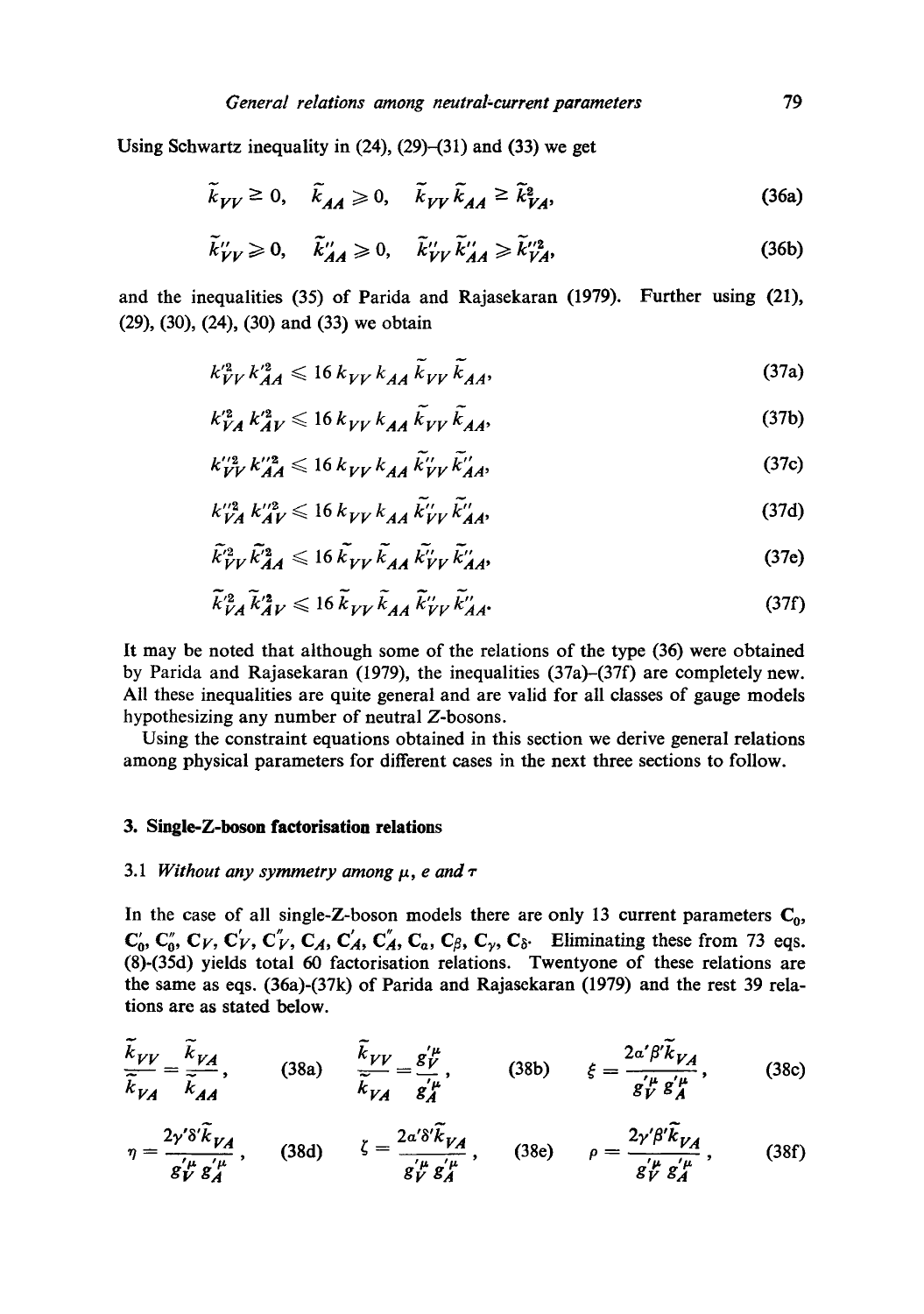Using Schwartz inequality in (24), (29)–(31) and (33) we get

$$\tilde{k}_{VV} \geq 0, \quad \tilde{k}_{AA} \geqslant 0, \quad \tilde{k}_{VV}\tilde{k}_{AA} \geq \tilde{k}_{VA}^2, \tag{36a}$$

$$\tilde{k}''_{VV} \geqslant 0, \quad \tilde{k}''_{AA} \geqslant 0, \quad \tilde{k}''_{VV}\tilde{k}''_{AA} \geqslant \tilde{k}''^2_{VA}, \tag{36b}$$

and the inequalities (35) of Parida and Rajasekaran (1979). Further using (21), (29), (30), (24), (30) and (33) we obtain

$$k'^2_{VV} k'^2_{AA} \leqslant 16\, k_{VV} k_{AA} \tilde{k}_{VV} \tilde{k}_{AA}, \tag{37a}$$

$$k'^2_{VA} k'^2_{AV} \leqslant 16\, k_{VV} k_{AA} \tilde{k}_{VV} \tilde{k}_{AA}, \tag{37b}$$

$$k''^2_{VV} k''^2_{AA} \leqslant 16\, k_{VV} k_{AA} \tilde{k}''_{VV} \tilde{k}''_{AA}, \tag{37c}$$

$$k''^2_{VA} k''^2_{AV} \leqslant 16\, k_{VV} k_{AA} \tilde{k}''_{VV} \tilde{k}''_{AA}, \tag{37d}$$

$$\tilde{k}'^2_{VV} \tilde{k}'^2_{AA} \leqslant 16\, \tilde{k}_{VV} \tilde{k}_{AA} \tilde{k}''_{VV} \tilde{k}''_{AA}, \tag{37e}$$

$$\tilde{k}'^2_{VA} \tilde{k}'^2_{AV} \leqslant 16\, \tilde{k}_{VV} \tilde{k}_{AA} \tilde{k}''_{VV} \tilde{k}''_{AA}. \tag{37f}$$

It may be noted that although some of the relations of the type (36) were obtained by Parida and Rajasekaran (1979), the inequalities (37a)–(37f) are completely new. All these inequalities are quite general and are valid for all classes of gauge models hypothesizing any number of neutral Z-bosons.

Using the constraint equations obtained in this section we derive general relations among physical parameters for different cases in the next three sections to follow.

## 3. Single-Z-boson factorisation relations

### 3.1 *Without any symmetry among $\mu$, $e$ and $\tau$*

In the case of all single-Z-boson models there are only 13 current parameters $\mathbf{C}_0$, $\mathbf{C}'_0$, $\mathbf{C}''_0$, $\mathbf{C}_V$, $\mathbf{C}'_V$, $\mathbf{C}''_V$, $\mathbf{C}_A$, $\mathbf{C}'_A$, $\mathbf{C}''_A$, $\mathbf{C}_\alpha$, $\mathbf{C}_\beta$, $\mathbf{C}_\gamma$, $\mathbf{C}_\delta$. Eliminating these from 73 eqs. (8)–(35d) yields total 60 factorisation relations. Twentyone of these relations are the same as eqs. (36a)–(37k) of Parida and Rajasekaran (1979) and the rest 39 relations are as stated below.

$$\frac{\tilde{k}_{VV}}{\tilde{k}_{VA}} = \frac{\tilde{k}_{VA}}{\tilde{k}_{AA}}, \tag{38a}$$

$$\frac{\tilde{k}_{VV}}{\tilde{k}_{VA}} = \frac{g'^{\mu}_V}{g'^{\mu}_A}, \tag{38b}$$

$$\xi = \frac{2\alpha'\beta'\tilde{k}_{VA}}{g'^{\mu}_V g'^{\mu}_A}, \tag{38c}$$

$$\eta = \frac{2\gamma'\delta'\tilde{k}_{VA}}{g'^{\mu}_V g'^{\mu}_A}, \tag{38d}$$

$$\zeta = \frac{2\alpha'\delta'\tilde{k}_{VA}}{g'^{\mu}_V g'^{\mu}_A}, \tag{38e}$$

$$\rho = \frac{2\gamma'\beta'\tilde{k}_{VA}}{g'^{\mu}_V g'^{\mu}_A}, \tag{38f}$$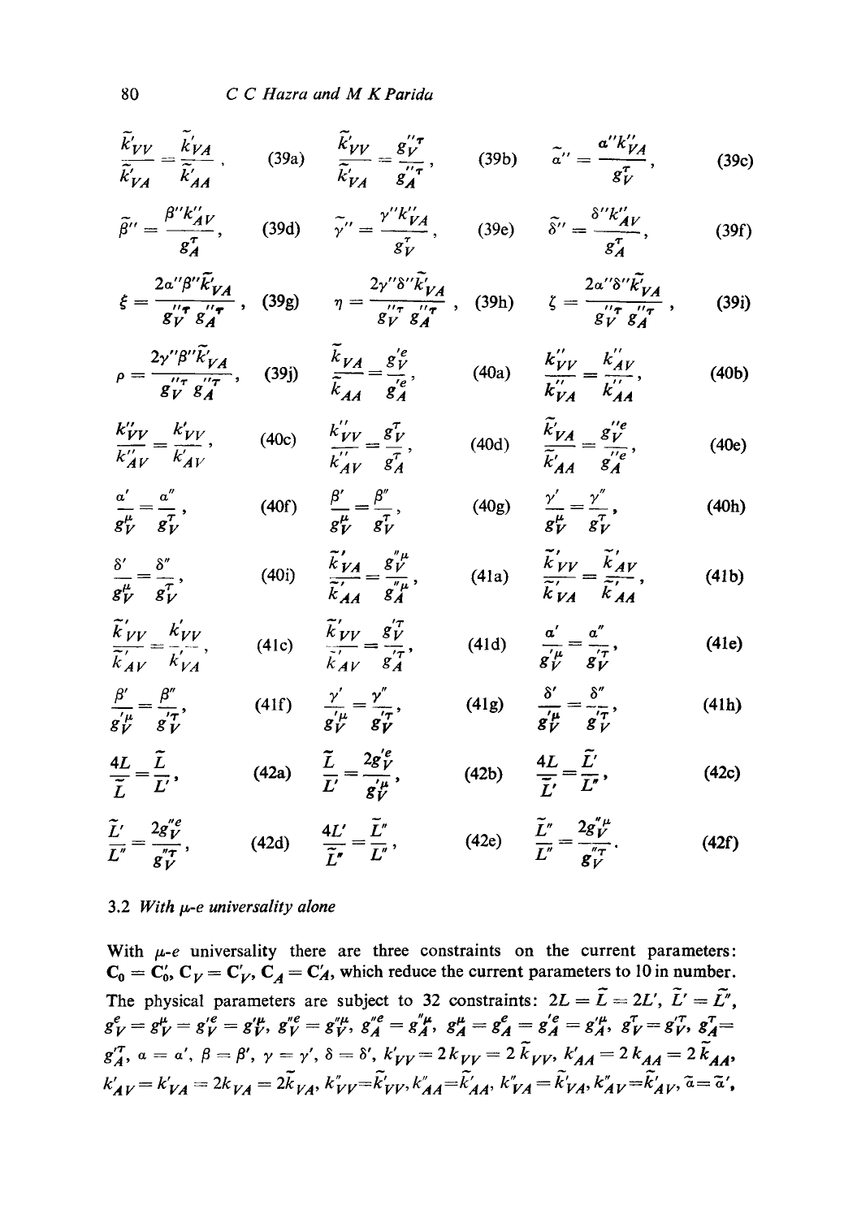$$\frac{\tilde{k}_{VV}}{\tilde{k}_{VA}} = \frac{\tilde{k}_{VA}}{\tilde{k}_{AA}}, \quad (39a) \qquad \frac{\tilde{k}_{VV}}{\tilde{k}_{VA}} = \frac{g_V^{''\tau}}{g_A^{''\tau}}, \quad (39b) \qquad \tilde{\alpha}'' = \frac{\alpha'' k''_{VA}}{g_V^\tau}, \quad (39c)$$

$$\tilde{\beta}'' = \frac{\beta'' k''_{AV}}{g_A^\tau}, \quad (39d) \qquad \tilde{\gamma}'' = \frac{\gamma'' k''_{VA}}{g_V^\tau}, \quad (39e) \qquad \tilde{\delta}'' = \frac{\delta'' k''_{AV}}{g_A^\tau}, \quad (39f)$$

$$\xi = \frac{2\alpha''\beta''\tilde{k}'_{VA}}{g_V^{''\tau} g_A^{''\tau}}, \quad (39g) \qquad \eta = \frac{2\gamma''\delta''\tilde{k}'_{VA}}{g_V^{''\tau} g_A^{''\tau}}, \quad (39h) \qquad \zeta = \frac{2\alpha''\delta''\tilde{k}'_{VA}}{g_V^{''\tau} g_A^{''\tau}}, \quad (39i)$$

$$\rho = \frac{2\gamma''\beta''\tilde{k}'_{VA}}{g_V^{''\tau} g_A^{''\tau}}, \quad (39j) \qquad \frac{\tilde{k}_{VA}}{\tilde{k}_{AA}} = \frac{g_V^{'e}}{g_A^{'e}}, \quad (40a) \qquad \frac{k''_{VV}}{k''_{VA}} = \frac{k''_{AV}}{k''_{AA}}, \quad (40b)$$

$$\frac{k''_{VV}}{k''_{AV}} = \frac{k'_{VV}}{k'_{AV}}, \quad (40c) \qquad \frac{k''_{VV}}{k''_{AV}} = \frac{g_V^\tau}{g_A^\tau}, \quad (40d) \qquad \frac{\tilde{k}'_{VA}}{\tilde{k}'_{AA}} = \frac{g_V^{''e}}{g_A^{''e}}, \quad (40e)$$

$$\frac{\alpha'}{g_V^\mu} = \frac{\alpha''}{g_V^\tau}, \quad (40f) \qquad \frac{\beta'}{g_V^\mu} = \frac{\beta''}{g_V^\tau}, \quad (40g) \qquad \frac{\gamma'}{g_V^\mu} = \frac{\gamma''}{g_V^\tau}, \quad (40h)$$

$$\frac{\delta'}{g_V^\mu} = \frac{\delta''}{g_V^\tau}, \quad (40i) \qquad \frac{\tilde{k}'_{VA}}{\tilde{k}'_{AA}} = \frac{g_V^{''\mu}}{g_A^{''\mu}}, \quad (41a) \qquad \frac{\tilde{k}'_{VV}}{\tilde{k}'_{VA}} = \frac{\tilde{k}'_{AV}}{\tilde{k}'_{AA}}, \quad (41b)$$

$$\frac{\tilde{k}'_{VV}}{\tilde{k}'_{AV}} = \frac{k'_{VV}}{k'_{VA}}, \quad (41c) \qquad \frac{\tilde{k}'_{VV}}{\tilde{k}'_{AV}} = \frac{g_V^{'\tau}}{g_A^{'\tau}}, \quad (41d) \qquad \frac{\alpha'}{g_V^{'\mu}} = \frac{\alpha''}{g_V^{'\tau}}, \quad (41e)$$

$$\frac{\beta'}{g_V^{'\mu}} = \frac{\beta''}{g_V^{'\tau}}, \quad (41f) \qquad \frac{\gamma'}{g_V^{'\mu}} = \frac{\gamma''}{g_V^{'\tau}}, \quad (41g) \qquad \frac{\delta'}{g_V^{'\mu}} = \frac{\delta''}{g_V^{'\tau}}, \quad (41h)$$

$$\frac{4L}{\tilde{L}} = \frac{\tilde{L}}{L'}, \quad (42a) \qquad \frac{\tilde{L}}{L'} = \frac{2g_V^{'e}}{g_V^{'\mu}}, \quad (42b) \qquad \frac{4L}{\tilde{L}'} = \frac{\tilde{L}'}{L''}, \quad (42c)$$

$$\frac{\tilde{L}'}{L''} = \frac{2g_V^{''e}}{g_V^{''\tau}}, \quad (42d) \qquad \frac{4L'}{\tilde{L}''} = \frac{\tilde{L}''}{L''}, \quad (42e) \qquad \frac{\tilde{L}''}{L''} = \frac{2g_V^{''\mu}}{g_V^{'\tau}}. \quad (42f)$$

### 3.2 *With μ-e universality alone*

With $\mu$-$e$ universality there are three constraints on the current parameters: $\mathbf{C}_0 = \mathbf{C}'_0$, $\mathbf{C}_V = \mathbf{C}'_V$, $\mathbf{C}_A = \mathbf{C}'_A$, which reduce the current parameters to 10 in number. The physical parameters are subject to 32 constraints: $2L = \tilde{L} = 2L'$, $\tilde{L}' = \tilde{L}''$, $g_V^e = g_V^\mu = g_V^{'e} = g_V^{'\mu}$, $g_V^{''e} = g_V^{''\mu}$, $g_A^{''e} = g_A^{''\mu}$, $g_A^\mu = g_A^e = g_A^{'e} = g_A^{'\mu}$, $g_V^\tau = g_V^{'\tau}$, $g_A^\tau = g_A^{'\tau}$, $\alpha = \alpha'$, $\beta = \beta'$, $\gamma = \gamma'$, $\delta = \delta'$, $k'_{VV} = 2k_{VV} = 2\tilde{k}_{VV}$, $k'_{AA} = 2k_{AA} = 2\tilde{k}_{AA}$, $k'_{AV} = k'_{VA} = 2k_{VA} = 2\tilde{k}_{VA}$, $k''_{VV} = \tilde{k}'_{VV}$, $k''_{AA} = \tilde{k}'_{AA}$, $k''_{VA} = \tilde{k}'_{VA}$, $k''_{AV} = \tilde{k}'_{AV}$, $\tilde{\alpha} = \tilde{\alpha}'$,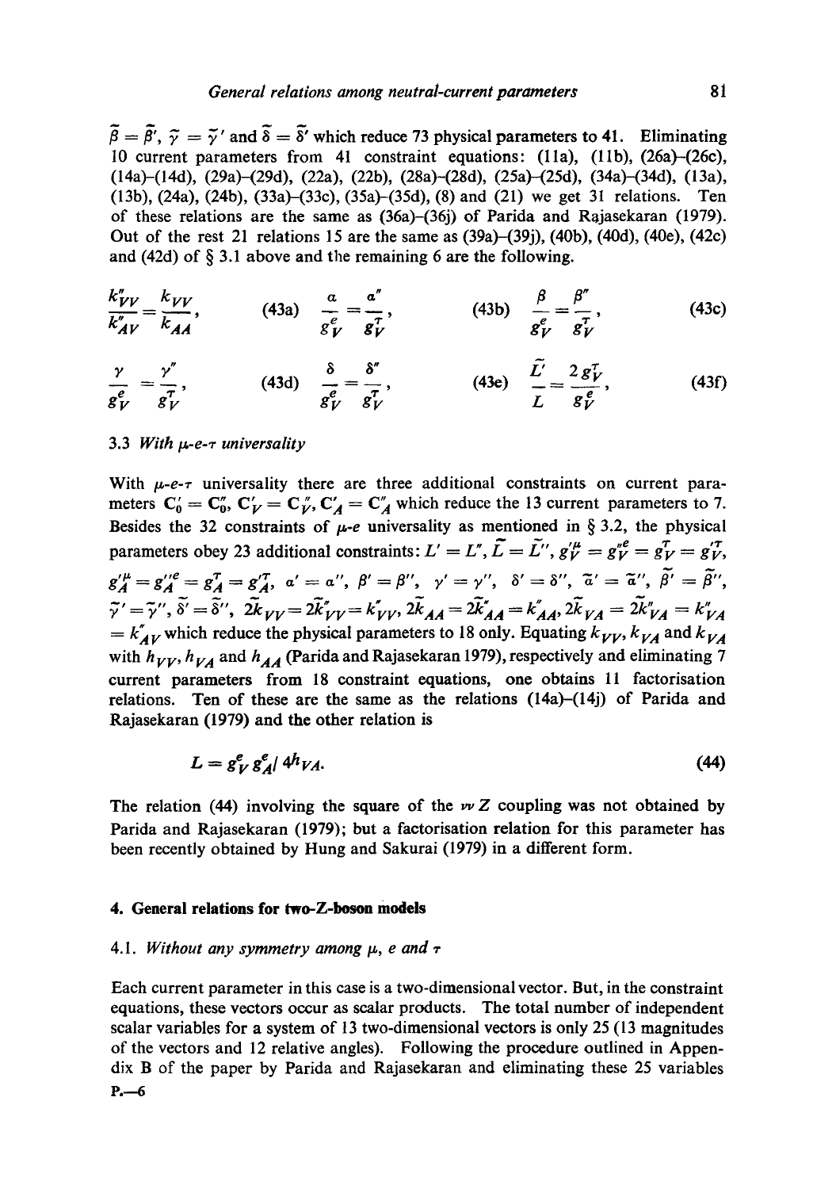$\tilde{\beta} = \tilde{\beta}'$, $\tilde{\gamma} = \tilde{\gamma}'$ and $\tilde{\delta} = \tilde{\delta}'$ which reduce 73 physical parameters to 41. Eliminating 10 current parameters from 41 constraint equations: (11a), (11b), (26a)–(26c), (14a)–(14d), (29a)–(29d), (22a), (22b), (28a)–(28d), (25a)–(25d), (34a)–(34d), (13a), (13b), (24a), (24b), (33a)–(33c), (35a)–(35d), (8) and (21) we get 31 relations. Ten of these relations are the same as (36a)–(36j) of Parida and Rajasekaran (1979). Out of the rest 21 relations 15 are the same as (39a)–(39j), (40b), (40d), (40e), (42c) and (42d) of § 3.1 above and the remaining 6 are the following.

$$\frac{k''_{VV}}{k''_{AV}} = \frac{k_{VV}}{k_{AA}}, \quad (43a) \qquad \frac{\alpha}{g_V^e} = \frac{\alpha''}{g_V^\tau}, \quad (43b) \qquad \frac{\beta}{g_V^e} = \frac{\beta''}{g_V^\tau}, \quad (43c)$$

$$\frac{\gamma}{g_V^e} = \frac{\gamma''}{g_V^\tau}, \quad (43d) \qquad \frac{\delta}{g_V^e} = \frac{\delta''}{g_V^\tau}, \quad (43e) \qquad \frac{\tilde{L}'}{L} = \frac{2 g_V^\tau}{g_V^e}, \quad (43f)$$

### 3.3 *With $\mu$-$e$-$\tau$ universality*

With $\mu$-$e$-$\tau$ universality there are three additional constraints on current parameters $\mathbf{C}'_0 = \mathbf{C}''_0$, $\mathbf{C}'_V = \mathbf{C}''_V$, $\mathbf{C}'_A = \mathbf{C}''_A$ which reduce the 13 current parameters to 7. Besides the 32 constraints of $\mu$-$e$ universality as mentioned in § 3.2, the physical parameters obey 23 additional constraints: $L' = L''$, $\tilde{L} = \tilde{L}''$, $g_V'^{\mu} = g_V''^{e} = g_V^\tau = g_V'^\tau$, $g_A'^{\mu} = g_A''^{e} = g_A^\tau = g_A'^\tau$, $\alpha' = \alpha''$, $\beta' = \beta''$, $\gamma' = \gamma''$, $\delta' = \delta''$, $\tilde{\alpha}' = \tilde{\alpha}''$, $\tilde{\beta}' = \tilde{\beta}''$, $\tilde{\gamma}' = \tilde{\gamma}''$, $\tilde{\delta}' = \tilde{\delta}''$, $2\tilde{k}_{VV} = 2\tilde{k}''_{VV} = k''_{VV}$, $2\tilde{k}_{AA} = 2\tilde{k}''_{AA} = k''_{AA}$, $2\tilde{k}_{VA} = 2\tilde{k}''_{VA} = k''_{VA} = k''_{AV}$ which reduce the physical parameters to 18 only. Equating $k_{VV}$, $k_{VA}$ and $k_{VA}$ with $h_{VV}$, $h_{VA}$ and $h_{AA}$ (Parida and Rajasekaran 1979), respectively and eliminating 7 current parameters from 18 constraint equations, one obtains 11 factorisation relations. Ten of these are the same as the relations (14a)–(14j) of Parida and Rajasekaran (1979) and the other relation is

$$L = g_V^e g_A^e / 4h_{VA}. \tag{44}$$

The relation (44) involving the square of the $\nu\nu Z$ coupling was not obtained by Parida and Rajasekaran (1979); but a factorisation relation for this parameter has been recently obtained by Hung and Sakurai (1979) in a different form.

## 4. General relations for two-Z-boson models

### 4.1. *Without any symmetry among $\mu$, $e$ and $\tau$*

Each current parameter in this case is a two-dimensional vector. But, in the constraint equations, these vectors occur as scalar products. The total number of independent scalar variables for a system of 13 two-dimensional vectors is only 25 (13 magnitudes of the vectors and 12 relative angles). Following the procedure outlined in Appendix B of the paper by Parida and Rajasekaran and eliminating these 25 variables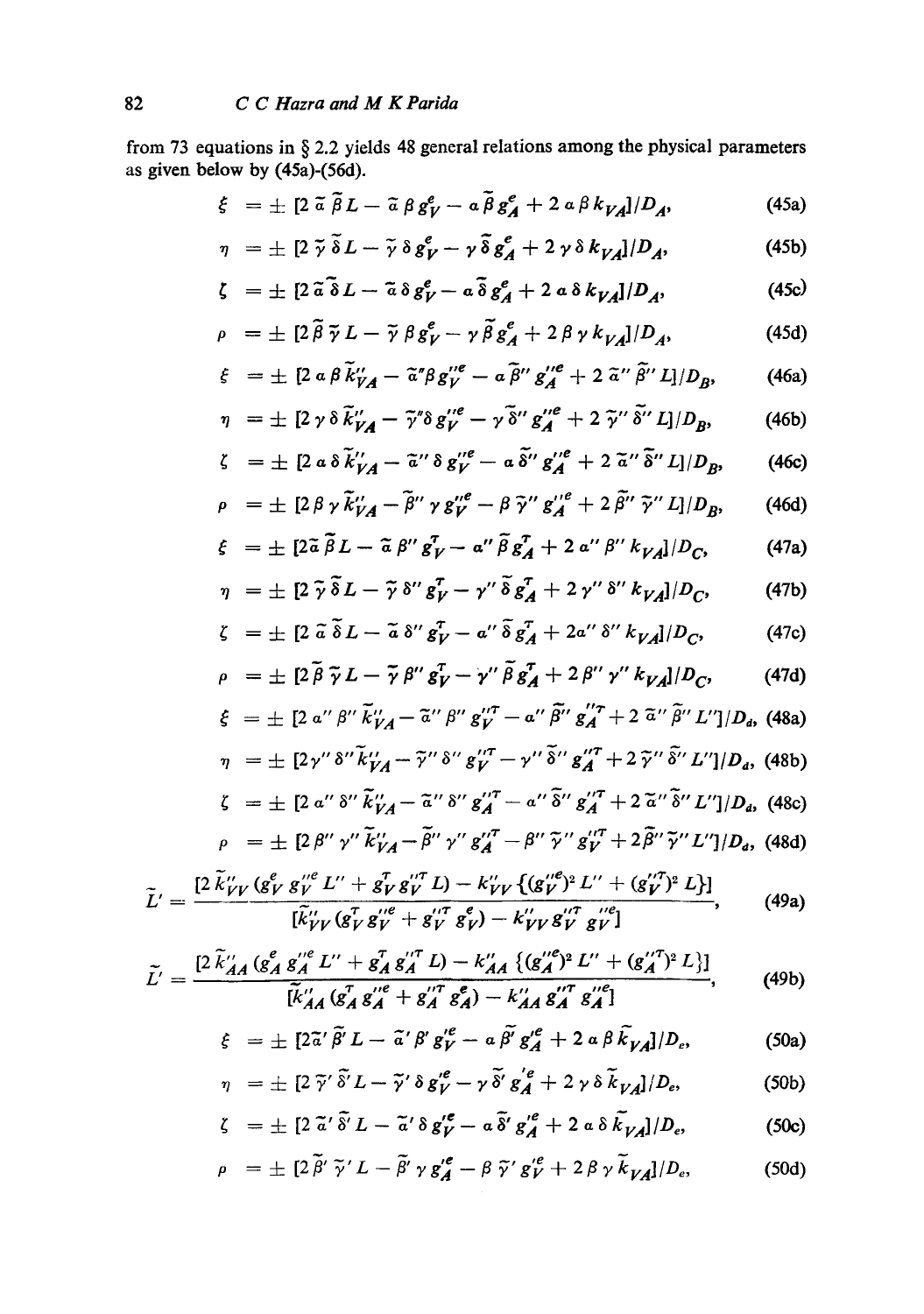from 73 equations in § 2.2 yields 48 general relations among the physical parameters as given below by (45a)-(56d).

$$\xi = \pm [2\,\tilde{\alpha}\,\tilde{\beta}\,L - \tilde{\alpha}\,\beta\,g_V^e - \alpha\,\tilde{\beta}\,g_A^e + 2\,\alpha\,\beta\,k_{VA}]/D_A, \tag{45a}$$

$$\eta = \pm [2\,\tilde{\gamma}\,\tilde{\delta}\,L - \tilde{\gamma}\,\delta\,g_V^e - \gamma\,\tilde{\delta}\,g_A^e + 2\,\gamma\,\delta\,k_{VA}]/D_A, \tag{45b}$$

$$\zeta = \pm [2\,\tilde{\alpha}\,\tilde{\delta}\,L - \tilde{\alpha}\,\delta\,g_V^e - \alpha\,\tilde{\delta}\,g_A^e + 2\,\alpha\,\delta\,k_{VA}]/D_A, \tag{45c}$$

$$\rho = \pm [2\tilde{\beta}\,\tilde{\gamma}\,L - \tilde{\gamma}\,\beta\,g_V^e - \gamma\,\tilde{\beta}\,g_A^e + 2\,\beta\,\gamma\,k_{VA}]/D_A, \tag{45d}$$

$$\xi = \pm [2\,\alpha\,\beta\,\tilde{k}''_{VA} - \tilde{\alpha}''\beta\,g_V^{''e} - \alpha\,\tilde{\beta}''\,g_A^{''e} + 2\,\tilde{\alpha}''\,\tilde{\beta}''\,L]/D_B, \tag{46a}$$

$$\eta = \pm [2\,\gamma\,\delta\,\tilde{k}''_{VA} - \tilde{\gamma}''\delta\,g_V^{''e} - \gamma\,\tilde{\delta}''\,g_A^{''e} + 2\,\tilde{\gamma}''\,\tilde{\delta}''\,L]/D_B, \tag{46b}$$

$$\zeta = \pm [2\,\alpha\,\delta\,\tilde{k}''_{VA} - \tilde{\alpha}''\,\delta\,g_V^{''e} - \alpha\,\tilde{\delta}''\,g_A^{''e} + 2\,\tilde{\alpha}''\,\tilde{\delta}''\,L]/D_B, \tag{46c}$$

$$\rho = \pm [2\,\beta\,\gamma\,\tilde{k}''_{VA} - \tilde{\beta}''\,\gamma\,g_V^{''e} - \beta\,\tilde{\gamma}''\,g_A^{''e} + 2\,\tilde{\beta}''\,\tilde{\gamma}''\,L]/D_B, \tag{46d}$$

$$\xi = \pm [2\tilde{\alpha}\,\tilde{\beta}\,L - \tilde{\alpha}\,\beta''\,g_V^T - \alpha''\,\tilde{\beta}\,g_A^T + 2\,\alpha''\,\beta''\,k_{VA}]/D_C, \tag{47a}$$

$$\eta = \pm [2\,\tilde{\gamma}\,\tilde{\delta}\,L - \tilde{\gamma}\,\delta''\,g_V^T - \gamma''\,\tilde{\delta}\,g_A^T + 2\,\gamma''\,\delta''\,k_{VA}]/D_C, \tag{47b}$$

$$\zeta = \pm [2\,\tilde{\alpha}\,\tilde{\delta}\,L - \tilde{\alpha}\,\delta''\,g_V^T - \alpha''\,\tilde{\delta}\,g_A^T + 2\alpha''\,\delta''\,k_{VA}]/D_C, \tag{47c}$$

$$\rho = \pm [2\tilde{\beta}\,\tilde{\gamma}\,L - \tilde{\gamma}\,\beta''\,g_V^T - \gamma''\,\tilde{\beta}\,g_A^T + 2\,\beta''\,\gamma''\,k_{VA}]/D_C, \tag{47d}$$

$$\xi = \pm [2\,\alpha''\,\beta''\,\tilde{k}''_{VA} - \tilde{\alpha}''\,\beta''\,g_V^{''T} - \alpha''\,\tilde{\beta}''\,g_A^{''T} + 2\,\tilde{\alpha}''\,\tilde{\beta}''\,L'']/D_d, \tag{48a}$$

$$\eta = \pm [2\gamma''\,\delta''\,\tilde{k}''_{VA} - \tilde{\gamma}''\,\delta''\,g_V^{''T} - \gamma''\,\tilde{\delta}''\,g_A^{''T} + 2\,\tilde{\gamma}''\,\tilde{\delta}''\,L'']/D_d, \tag{48b}$$

$$\zeta = \pm [2\,\alpha''\,\delta''\,\tilde{k}''_{VA} - \tilde{\alpha}''\,\delta''\,g_A^{''T} - \alpha''\,\tilde{\delta}''\,g_A^{''T} + 2\,\tilde{\alpha}''\,\tilde{\delta}''\,L'']/D_d, \tag{48c}$$

$$\rho = \pm [2\,\beta''\,\gamma''\,\tilde{k}''_{VA} - \tilde{\beta}''\,\gamma''\,g_A^{''T} - \beta''\,\tilde{\gamma}''\,g_V^{''T} + 2\tilde{\beta}''\,\tilde{\gamma}''\,L'']/D_d, \tag{48d}$$

$$\tilde{L}' = \frac{[2\,\tilde{k}''_{VV}\,(g_V^e\,g_V^{''e}\,L'' + g_V^T\,g_V^{''T}\,L) - k''_{VV}\,\{(g_V^{''e})^2\,L'' + (g_V^{''T})^2\,L\}]}{[\tilde{k}''_{VV}\,(g_V^T\,g_V^{''e} + g_V^{''T}\,g_V^e) - k''_{VV}\,g_V^{''T}\,g_V^{''e}]}, \tag{49a}$$

$$\tilde{L}' = \frac{[2\,\tilde{k}''_{AA}\,(g_A^e\,g_A^{''e}\,L'' + g_A^T\,g_A^{''T}\,L) - k''_{AA}\,\{(g_A^{''e})^2\,L'' + (g_A^{''T})^2\,L\}]}{[\tilde{k}''_{AA}\,(g_A^T\,g_A^{''e} + g_A^{''T}\,g_A^e) - k''_{AA}\,g_A^{''T}\,g_A^{''e}]}, \tag{49b}$$

$$\xi = \pm [2\tilde{\alpha}'\,\tilde{\beta}'\,L - \tilde{\alpha}'\,\beta'\,g_V^{'e} - \alpha\,\tilde{\beta}'\,g_A^{'e} + 2\,\alpha\,\beta\,\tilde{k}_{VA}]/D_e, \tag{50a}$$

$$\eta = \pm [2\,\tilde{\gamma}'\,\tilde{\delta}'\,L - \tilde{\gamma}'\,\delta\,g_V^{'e} - \gamma\,\tilde{\delta}'\,g_A^{'e} + 2\,\gamma\,\delta\,\tilde{k}_{VA}]/D_e, \tag{50b}$$

$$\zeta = \pm [2\,\tilde{\alpha}'\,\tilde{\delta}'\,L - \tilde{\alpha}'\,\delta\,g_V^{'e} - \alpha\,\tilde{\delta}'\,g_A^{'e} + 2\,\alpha\,\delta\,\tilde{k}_{VA}]/D_e, \tag{50c}$$

$$\rho = \pm [2\tilde{\beta}'\,\tilde{\gamma}'\,L - \tilde{\beta}'\,\gamma\,g_A^{'e} - \beta\,\tilde{\gamma}'\,g_V^{'e} + 2\,\beta\,\gamma\,\tilde{k}_{VA}]/D_e, \tag{50d}$$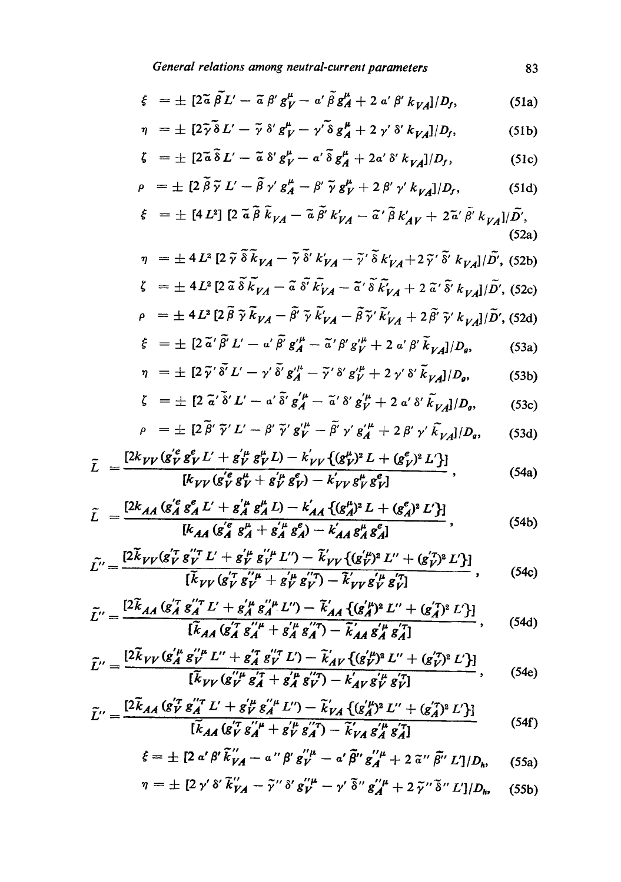$$\xi = \pm [2\tilde{\alpha}\,\tilde{\beta}\,L' - \tilde{\alpha}\,\beta'\,g_V^{\mu} - \alpha'\,\tilde{\beta}\,g_A^{\mu} + 2\,\alpha'\,\beta'\,k_{VA}]/D_f, \tag{51a}$$

$$\eta = \pm [2\tilde{\gamma}\,\tilde{\delta}\,L' - \tilde{\gamma}\,\delta'\,g_V^{\mu} - \gamma'\,\tilde{\delta}\,g_A^{\mu} + 2\,\gamma'\,\delta'\,k_{VA}]/D_f, \tag{51b}$$

$$\zeta = \pm [2\tilde{\alpha}\,\tilde{\delta}\,L' - \tilde{\alpha}\,\delta'\,g_V^{\mu} - \alpha'\,\tilde{\delta}\,g_A^{\mu} + 2\alpha'\,\delta'\,k_{VA}]/D_f, \tag{51c}$$

$$\rho = \pm [2\,\tilde{\beta}\,\tilde{\gamma}\,L' - \tilde{\beta}\,\gamma'\,g_A^{\mu} - \beta'\,\tilde{\gamma}\,g_V^{\mu} + 2\,\beta'\,\gamma'\,k_{VA}]/D_f, \tag{51d}$$

$$\xi = \pm [4L^2]\,[2\,\tilde{\alpha}\,\tilde{\beta}\,\tilde{k}_{VA} - \tilde{\alpha}\,\tilde{\beta}'\,k'_{VA} - \tilde{\alpha}'\,\tilde{\beta}\,k'_{AV} + 2\tilde{\alpha}'\,\tilde{\beta}'\,k_{VA}]/\tilde{D}', \tag{52a}$$

$$\eta = \pm 4L^2\,[2\,\tilde{\gamma}\,\tilde{\delta}\,\tilde{k}_{VA} - \tilde{\gamma}\,\tilde{\delta}'\,k'_{VA} - \tilde{\gamma}'\,\tilde{\delta}\,k'_{VA} + 2\,\tilde{\gamma}'\,\tilde{\delta}'\,k_{VA}]/\tilde{D}', \tag{52b}$$

$$\zeta = \pm 4L^2\,[2\,\tilde{\alpha}\,\tilde{\delta}\,\tilde{k}_{VA} - \tilde{\alpha}\,\tilde{\delta}'\,\tilde{k}'_{VA} - \tilde{\alpha}'\,\tilde{\delta}\,\tilde{k}'_{VA} + 2\,\tilde{\alpha}'\,\tilde{\delta}'\,k_{VA}]/\tilde{D}', \tag{52c}$$

$$\rho = \pm 4L^2\,[2\tilde{\beta}\,\tilde{\gamma}\,\tilde{k}_{VA} - \tilde{\beta}'\,\tilde{\gamma}\,\tilde{k}'_{VA} - \tilde{\beta}\,\tilde{\gamma}'\,\tilde{k}'_{VA} + 2\tilde{\beta}'\,\tilde{\gamma}'\,k_{VA}]/\tilde{D}', \tag{52d}$$

$$\xi = \pm [2\,\tilde{\alpha}'\,\tilde{\beta}'\,L' - \alpha'\,\tilde{\beta}'\,g_A'^{\mu} - \tilde{\alpha}'\,\beta'\,g_V'^{\mu} + 2\,\alpha'\,\beta'\,\tilde{k}_{VA}]/D_g, \tag{53a}$$

$$\eta = \pm [2\tilde{\gamma}'\,\tilde{\delta}'\,L' - \gamma'\,\tilde{\delta}'\,g_A'^{\mu} - \tilde{\gamma}'\,\delta'\,g_V'^{\mu} + 2\,\gamma'\,\delta'\,\tilde{k}_{VA}]/D_g, \tag{53b}$$

$$\zeta = \pm [2\,\tilde{\alpha}'\,\tilde{\delta}'\,L' - \alpha'\,\tilde{\delta}'\,g_A'^{\mu} - \tilde{\alpha}'\,\delta'\,g_V'^{\mu} + 2\,\alpha'\,\delta'\,\tilde{k}_{VA}]/D_g, \tag{53c}$$

$$\rho = \pm [2\tilde{\beta}'\,\tilde{\gamma}'\,L' - \beta'\,\tilde{\gamma}'\,g_V'^{\mu} - \tilde{\beta}'\,\gamma'\,g_A'^{\mu} + 2\,\beta'\,\gamma'\,\tilde{k}_{VA}]/D_g, \tag{53d}$$

$$\tilde{L} = \frac{[2k_{VV}\,(g_V'^{e}\,g_V^{e}\,L' + g_V'^{\mu}\,g_V^{\mu}\,L) - k'_{VV}\,\{(g_V^{\mu})^2\,L + (g_V^{e})^2\,L'\}]}{[k_{VV}\,(g_V'^{e}\,g_V^{\mu} + g_V'^{\mu}\,g_V^{e}) - k'_{VV}\,g_V^{\mu}\,g_V^{e}]}, \tag{54a}$$

$$\tilde{L} = \frac{[2k_{AA}\,(g_A'^{e}\,g_A^{e}\,L' + g_A'^{\mu}\,g_A^{\mu}\,L) - k'_{AA}\,\{(g_A^{\mu})^2\,L + (g_A^{e})^2\,L'\}]}{[k_{AA}\,(g_A'^{e}\,g_A^{\mu} + g_A'^{\mu}\,g_A^{e}) - k'_{AA}\,g_A^{\mu}\,g_A^{e}]}, \tag{54b}$$

$$\tilde{L}'' = \frac{[2\tilde{k}_{VV}(g_V'^{\tau}\,g_V''^{\tau}\,L' + g_V'^{\mu}\,g_V''^{\mu}\,L'') - \tilde{k}'_{VV}\{(g_V'^{\mu})^2\,L'' + (g_V'^{\tau})^2\,L'\}]}{[\tilde{k}_{VV}\,(g_V'^{\tau}\,g_V''^{\mu} + g_V'^{\mu}\,g_V''^{\tau}) - \tilde{k}'_{VV}\,g_V'^{\mu}\,g_V'^{\tau}]}, \tag{54c}$$

$$\tilde{L}'' = \frac{[2\tilde{k}_{AA}\,(g_A'^{\tau}\,g_A''^{\tau}\,L' + g_A'^{\mu}\,g_A''^{\mu}\,L'') - \tilde{k}'_{AA}\,\{(g_A'^{\mu})^2\,L'' + (g_A'^{\tau})^2\,L'\}]}{[\tilde{k}_{AA}\,(g_A'^{\tau}\,g_A''^{\mu} + g_A'^{\mu}\,g_A''^{\tau}) - \tilde{k}'_{AA}\,g_A'^{\mu}\,g_A'^{\tau}]}, \tag{54d}$$

$$\tilde{L}'' = \frac{[2\tilde{k}_{VV}\,(g_A'^{\mu}\,g_V''^{\mu}\,L'' + g_A'^{\tau}\,g_V''^{\tau}\,L') - \tilde{k}'_{AV}\,\{(g_V'^{\mu})^2\,L'' + (g_V'^{\tau})^2\,L'\}]}{[\tilde{k}_{VV}\,(g_V''^{\mu}\,g_A'^{\tau} + g_A'^{\mu}\,g_V''^{\tau}) - k'_{AV}\,g_V'^{\mu}\,g_V'^{\tau}]}, \tag{54e}$$

$$\tilde{L}'' = \frac{[2\tilde{k}_{AA}\,(g_V'^{\tau}\,g_A''^{\tau}\,L' + g_V'^{\mu}\,g_A''^{\mu}\,L'') - \tilde{k}'_{VA}\,\{(g_A'^{\mu})^2\,L'' + (g_A'^{\tau})^2\,L'\}]}{[\tilde{k}_{AA}\,(g_V'^{\tau}\,g_A''^{\mu} + g_V'^{\mu}\,g_A''^{\tau}) - \tilde{k}'_{VA}\,g_A'^{\mu}\,g_A'^{\tau}]} \tag{54f}$$

$$\xi = \pm [2\,\alpha'\,\beta'\,\tilde{k}''_{VA} - \alpha''\,\beta'\,g_V''^{\mu} - \alpha'\,\tilde{\beta}''\,g_A''^{\mu} + 2\,\tilde{\alpha}''\,\tilde{\beta}''\,L']/D_h, \tag{55a}$$

$$\eta = \pm [2\,\gamma'\,\delta'\,\tilde{k}''_{VA} - \tilde{\gamma}''\,\delta'\,g_V''^{\mu} - \gamma'\,\tilde{\delta}''\,g_A''^{\mu} + 2\,\tilde{\gamma}''\,\tilde{\delta}''\,L']/D_h, \tag{55b}$$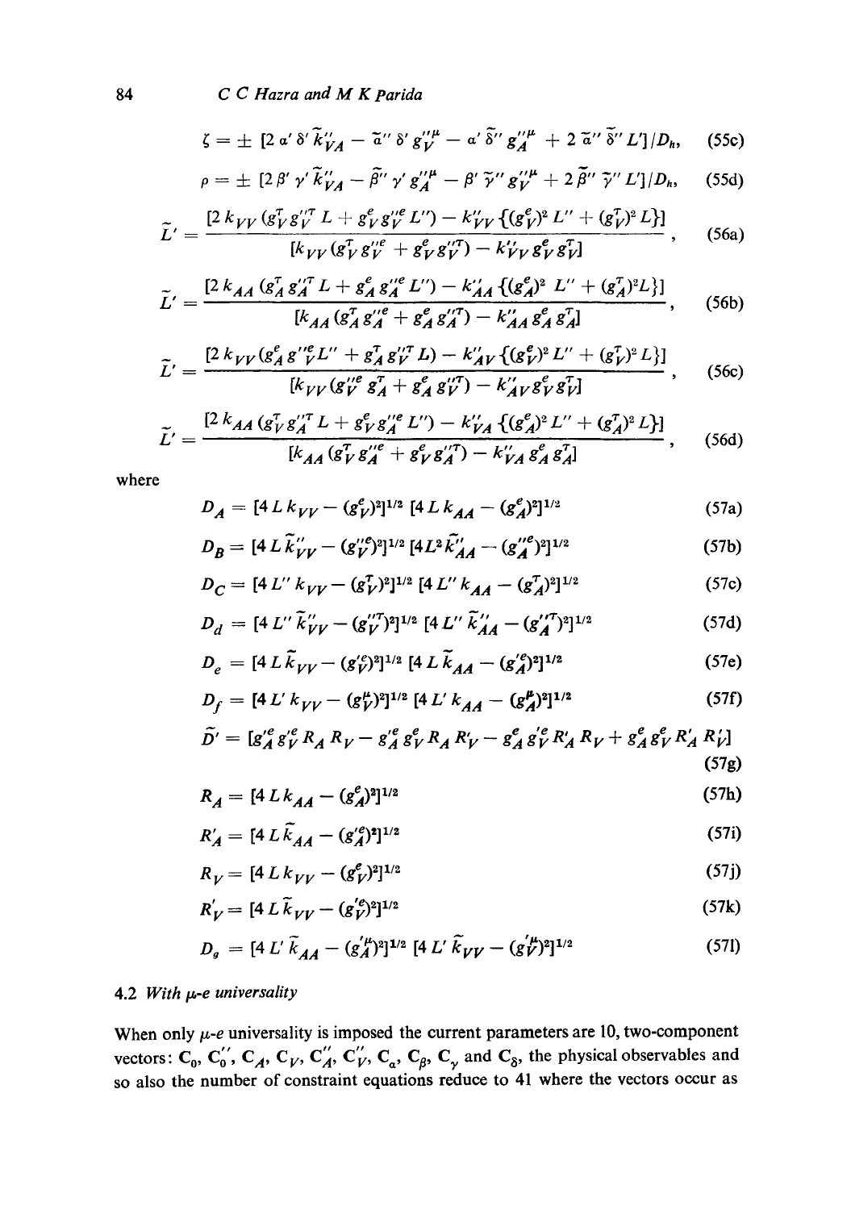$$\zeta = \pm \left[2\, \alpha'\, \delta'\, \tilde{k}''_{VA} - \tilde{\alpha}''\, \delta'\, g''^{\mu}_{V} - \alpha'\, \tilde{\delta}''\, g''^{\mu}_{A} + 2\, \tilde{\alpha}''\, \tilde{\delta}''\, L'\right]/D_h, \tag{55c}$$

$$\rho = \pm \left[2\, \beta'\, \gamma'\, \tilde{k}''_{VA} - \tilde{\beta}''\, \gamma'\, g''^{\mu}_{A} - \beta'\, \tilde{\gamma}''\, g''^{\mu}_{V} + 2\, \tilde{\beta}''\, \tilde{\gamma}''\, L'\right]/D_h, \tag{55d}$$

$$\tilde{L}' = \frac{\left[2\, k_{VV}\, (g^{T}_{V}\, g''^{T}_{V}\, L + g^{e}_{V}\, g''^{e}_{V}\, L'') - k''_{VV}\, \{(g^{e}_{V})^2\, L'' + (g^{T}_{V})^2\, L\}\right]}{\left[k_{VV}\, (g^{T}_{V}\, g''^{e}_{V} + g^{e}_{V}\, g''^{T}_{V}) - k''_{VV}\, g^{e}_{V}\, g^{T}_{V}\right]}, \tag{56a}$$

$$\tilde{L}' = \frac{\left[2\, k_{AA}\, (g^{T}_{A}\, g''^{T}_{A}\, L + g^{e}_{A}\, g''^{e}_{A}\, L'') - k''_{AA}\, \{(g^{e}_{A})^2\, L'' + (g^{T}_{A})^2 L\}\right]}{\left[k_{AA}\, (g^{T}_{A}\, g''^{e}_{A} + g^{e}_{A}\, g''^{T}_{A}) - k''_{AA}\, g^{e}_{A}\, g^{T}_{A}\right]}, \tag{56b}$$

$$\tilde{L}' = \frac{\left[2\, k_{VV}\, (g^{e}_{A}\, g''^{e}_{V} L'' + g^{T}_{A}\, g''^{T}_{V}\, L) - k''_{AV}\, \{(g^{e}_{V})^2\, L'' + (g^{T}_{V})^2\, L\}\right]}{\left[k_{VV}\, (g''^{e}_{V}\, g^{T}_{A} + g^{e}_{A}\, g''^{T}_{V}) - k''_{AV}\, g^{e}_{V}\, g^{T}_{V}\right]}, \tag{56c}$$

$$\tilde{L}' = \frac{\left[2\, k_{AA}\, (g^{T}_{V}\, g''^{T}_{A}\, L + g^{e}_{V}\, g''^{e}_{A}\, L'') - k''_{VA}\, \{(g^{e}_{A})^2\, L'' + (g^{T}_{A})^2\, L\}\right]}{\left[k_{AA}\, (g^{T}_{V}\, g''^{e}_{A} + g^{e}_{V}\, g''^{T}_{A}) - k''_{VA}\, g^{e}_{A}\, g^{T}_{A}\right]}, \tag{56d}$$

where

$$D_A = \left[4\, L\, k_{VV} - (g^{e}_{V})^2\right]^{1/2} \left[4\, L\, k_{AA} - (g^{e}_{A})^2\right]^{1/2} \tag{57a}$$

$$D_B = \left[4\, L\, \tilde{k}''_{VV} - (g''^{e}_{V})^2\right]^{1/2} \left[4 L^2\, \tilde{k}''_{AA} - (g''^{e}_{A})^2\right]^{1/2} \tag{57b}$$

$$D_C = \left[4\, L''\, k_{VV} - (g^{T}_{V})^2\right]^{1/2} \left[4\, L''\, k_{AA} - (g^{T}_{A})^2\right]^{1/2} \tag{57c}$$

$$D_d = \left[4\, L''\, \tilde{k}''_{VV} - (g''^{T}_{V})^2\right]^{1/2} \left[4\, L''\, \tilde{k}''_{AA} - (g''^{T}_{A})^2\right]^{1/2} \tag{57d}$$

$$D_e = \left[4\, L\, \tilde{k}_{VV} - (g'^{e}_{V})^2\right]^{1/2} \left[4\, L\, \tilde{k}_{AA} - (g'^{e}_{A})^2\right]^{1/2} \tag{57e}$$

$$D_f = \left[4\, L'\, k_{VV} - (g^{\mu}_{V})^2\right]^{1/2} \left[4\, L'\, k_{AA} - (g^{\mu}_{A})^2\right]^{1/2} \tag{57f}$$

$$\tilde{D}' = \left[g'^{e}_{A}\, g'^{e}_{V}\, R_A\, R_V - g'^{e}_{A}\, g^{e}_{V}\, R_A\, R'_V - g^{e}_{A}\, g'^{e}_{V}\, R'_A\, R_V + g^{e}_{A}\, g^{e}_{V}\, R'_A\, R'_V\right] \tag{57g}$$

$$R_A = \left[4\, L\, k_{AA} - (g^{e}_{A})^2\right]^{1/2} \tag{57h}$$

$$R'_A = \left[4\, L\, \tilde{k}_{AA} - (g'^{e}_{A})^2\right]^{1/2} \tag{57i}$$

$$R_V = \left[4\, L\, k_{VV} - (g^{e}_{V})^2\right]^{1/2} \tag{57j}$$

$$R'_V = \left[4\, L\, \tilde{k}_{VV} - (g'^{e}_{V})^2\right]^{1/2} \tag{57k}$$

$$D_g = \left[4\, L'\, \tilde{k}_{AA} - (g'^{\mu}_{A})^2\right]^{1/2} \left[4\, L'\, \tilde{k}_{VV} - (g'^{\mu}_{V})^2\right]^{1/2} \tag{57l}$$

### 4.2 *With $\mu$-$e$ universality*

When only $\mu$-$e$ universality is imposed the current parameters are 10, two-component vectors: $\mathbf{C}_0$, $\mathbf{C}''_0$, $\mathbf{C}_A$, $\mathbf{C}_V$, $\mathbf{C}''_A$, $\mathbf{C}''_V$, $\mathbf{C}_\alpha$, $\mathbf{C}_\beta$, $\mathbf{C}_\gamma$ and $\mathbf{C}_\delta$, the physical observables and so also the number of constraint equations reduce to 41 where the vectors occur as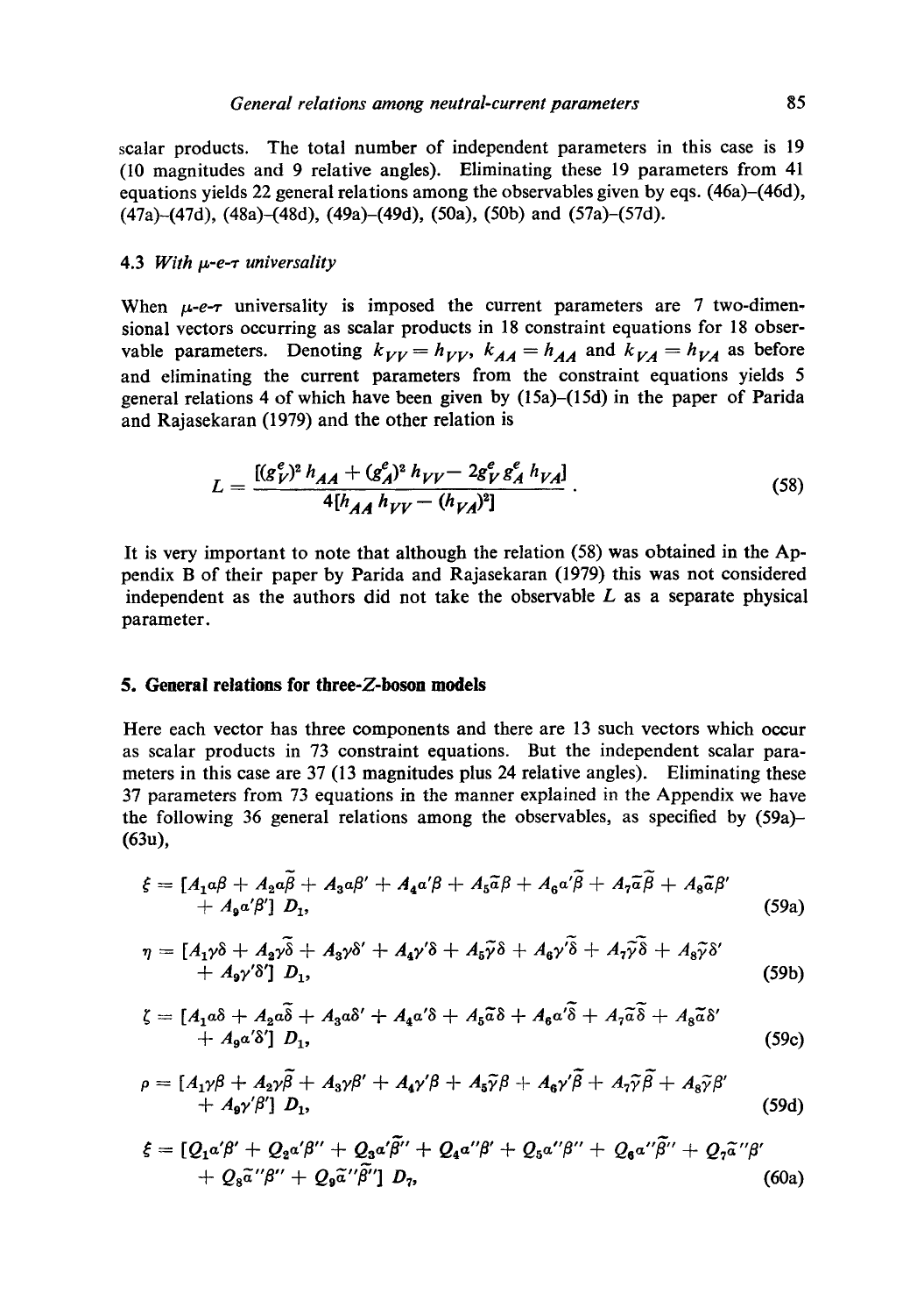scalar products. The total number of independent parameters in this case is 19 (10 magnitudes and 9 relative angles). Eliminating these 19 parameters from 41 equations yields 22 general relations among the observables given by eqs. (46a)–(46d), (47a)–(47d), (48a)–(48d), (49a)–(49d), (50a), (50b) and (57a)–(57d).

### 4.3 *With $\mu$-$e$-$\tau$ universality*

When $\mu$-$e$-$\tau$ universality is imposed the current parameters are 7 two-dimensional vectors occurring as scalar products in 18 constraint equations for 18 observable parameters. Denoting $k_{VV} = h_{VV}$, $k_{AA} = h_{AA}$ and $k_{VA} = h_{VA}$ as before and eliminating the current parameters from the constraint equations yields 5 general relations 4 of which have been given by (15a)–(15d) in the paper of Parida and Rajasekaran (1979) and the other relation is

$$L = \frac{[(g_V^e)^2 h_{AA} + (g_A^e)^2 h_{VV} - 2g_V^e g_A^e h_{VA}]}{4[h_{AA} h_{VV} - (h_{VA})^2]}. \tag{58}$$

It is very important to note that although the relation (58) was obtained in the Appendix B of their paper by Parida and Rajasekaran (1979) this was not considered independent as the authors did not take the observable $L$ as a separate physical parameter.

## 5. General relations for three-$Z$-boson models

Here each vector has three components and there are 13 such vectors which occur as scalar products in 73 constraint equations. But the independent scalar parameters in this case are 37 (13 magnitudes plus 24 relative angles). Eliminating these 37 parameters from 73 equations in the manner explained in the Appendix we have the following 36 general relations among the observables, as specified by (59a)–(63u),

$$\xi = [A_1\alpha\beta + A_2\alpha\tilde{\beta} + A_3\alpha\beta' + A_4\alpha'\beta + A_5\tilde{\alpha}\beta + A_6\alpha'\tilde{\beta} + A_7\tilde{\alpha}\tilde{\beta} + A_8\tilde{\alpha}\beta' + A_9\alpha'\beta']\, D_1, \tag{59a}$$

$$\eta = [A_1\gamma\delta + A_2\gamma\tilde{\delta} + A_3\gamma\delta' + A_4\gamma'\delta + A_5\tilde{\gamma}\delta + A_6\gamma'\tilde{\delta} + A_7\tilde{\gamma}\tilde{\delta} + A_8\tilde{\gamma}\delta' + A_9\gamma'\delta']\, D_1, \tag{59b}$$

$$\zeta = [A_1\alpha\delta + A_2\alpha\tilde{\delta} + A_3\alpha\delta' + A_4\alpha'\delta + A_5\tilde{\alpha}\delta + A_6\alpha'\tilde{\delta} + A_7\tilde{\alpha}\tilde{\delta} + A_8\tilde{\alpha}\delta' + A_9\alpha'\delta']\, D_1, \tag{59c}$$

$$\rho = [A_1\gamma\beta + A_2\gamma\tilde{\beta} + A_3\gamma\beta' + A_4\gamma'\beta + A_5\tilde{\gamma}\beta + A_6\gamma'\tilde{\beta} + A_7\tilde{\gamma}\tilde{\beta} + A_8\tilde{\gamma}\beta' + A_9\gamma'\beta']\, D_1, \tag{59d}$$

$$\xi = [Q_1\alpha'\beta' + Q_2\alpha'\beta'' + Q_3\alpha'\tilde{\beta}'' + Q_4\alpha''\beta' + Q_5\alpha''\beta'' + Q_6\alpha''\tilde{\beta}'' + Q_7\tilde{\alpha}''\beta' + Q_8\tilde{\alpha}''\beta'' + Q_9\tilde{\alpha}''\tilde{\beta}'']\, D_7, \tag{60a}$$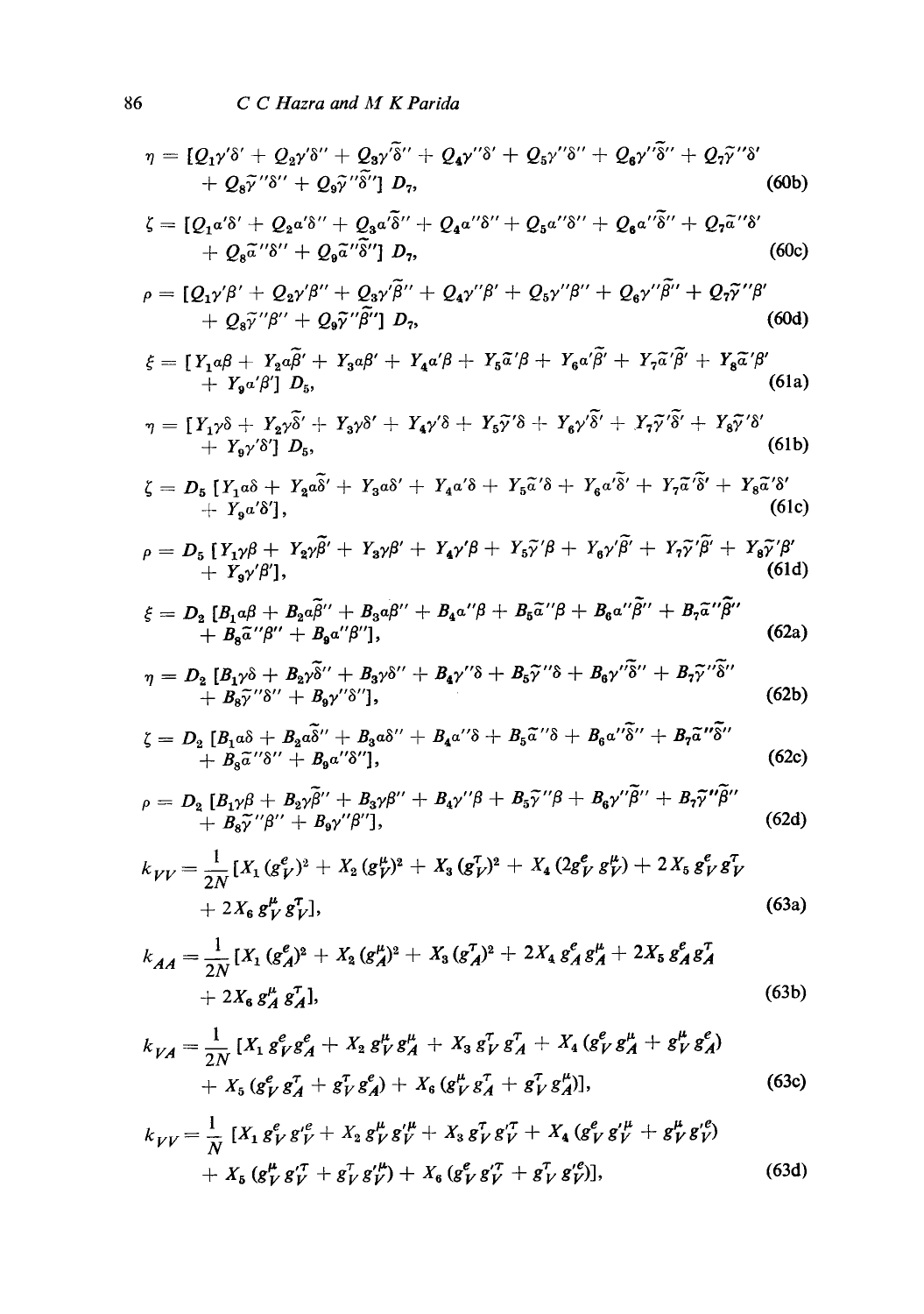$$\eta = [Q_1\gamma'\delta' + Q_2\gamma'\delta'' + Q_3\gamma'\tilde{\delta}'' + Q_4\gamma''\delta' + Q_5\gamma''\delta'' + Q_6\gamma''\tilde{\delta}'' + Q_7\tilde{\gamma}''\delta' + Q_8\tilde{\gamma}''\delta'' + Q_9\tilde{\gamma}''\tilde{\delta}''] \, D_7, \tag{60b}$$

$$\zeta = [Q_1\alpha'\delta' + Q_2\alpha'\delta'' + Q_3\alpha'\tilde{\delta}'' + Q_4\alpha''\delta'' + Q_5\alpha''\delta'' + Q_6\alpha''\tilde{\delta}'' + Q_7\tilde{\alpha}''\delta' + Q_8\tilde{\alpha}''\delta'' + Q_9\tilde{\alpha}''\tilde{\delta}''] \, D_7, \tag{60c}$$

$$\rho = [Q_1\gamma'\beta' + Q_2\gamma'\beta'' + Q_3\gamma'\tilde{\beta}'' + Q_4\gamma''\beta' + Q_5\gamma''\beta'' + Q_6\gamma''\tilde{\beta}'' + Q_7\tilde{\gamma}''\beta' + Q_8\tilde{\gamma}''\beta'' + Q_9\tilde{\gamma}''\tilde{\beta}''] \, D_7, \tag{60d}$$

$$\xi = [Y_1\alpha\beta + Y_2\alpha\tilde{\beta}' + Y_3\alpha\beta' + Y_4\alpha'\beta + Y_5\tilde{\alpha}'\beta + Y_6\alpha'\tilde{\beta}' + Y_7\tilde{\alpha}'\tilde{\beta}' + Y_8\tilde{\alpha}'\beta' + Y_9\alpha'\beta'] \, D_5, \tag{61a}$$

$$\eta = [Y_1\gamma\delta + Y_2\gamma\tilde{\delta}' + Y_3\gamma\delta' + Y_4\gamma'\delta + Y_5\tilde{\gamma}'\delta + Y_6\gamma'\tilde{\delta}' + Y_7\tilde{\gamma}'\tilde{\delta}' + Y_8\tilde{\gamma}'\delta' + Y_9\gamma'\delta'] \, D_5, \tag{61b}$$

$$\zeta = D_5 \, [Y_1\alpha\delta + Y_2\alpha\tilde{\delta}' + Y_3\alpha\delta' + Y_4\alpha'\delta + Y_5\tilde{\alpha}'\delta + Y_6\alpha'\tilde{\delta}' + Y_7\tilde{\alpha}'\tilde{\delta}' + Y_8\tilde{\alpha}'\delta' + Y_9\alpha'\delta'], \tag{61c}$$

$$\rho = D_5 \, [Y_1\gamma\beta + Y_2\gamma\tilde{\beta}' + Y_3\gamma\beta' + Y_4\gamma'\beta + Y_5\tilde{\gamma}'\beta + Y_6\gamma'\tilde{\beta}' + Y_7\tilde{\gamma}'\tilde{\beta}' + Y_8\tilde{\gamma}'\beta' + Y_9\gamma'\beta'], \tag{61d}$$

$$\xi = D_2 \, [B_1\alpha\beta + B_2\alpha\tilde{\beta}'' + B_3\alpha\beta'' + B_4\alpha''\beta + B_5\tilde{\alpha}''\beta + B_6\alpha''\tilde{\beta}'' + B_7\tilde{\alpha}''\tilde{\beta}'' + B_8\tilde{\alpha}''\beta'' + B_9\alpha''\beta''], \tag{62a}$$

$$\eta = D_2 \, [B_1\gamma\delta + B_2\gamma\tilde{\delta}'' + B_3\gamma\delta'' + B_4\gamma''\delta + B_5\tilde{\gamma}''\delta + B_6\gamma''\tilde{\delta}'' + B_7\tilde{\gamma}''\tilde{\delta}'' + B_8\tilde{\gamma}''\delta'' + B_9\gamma''\delta''], \tag{62b}$$

$$\zeta = D_2 \, [B_1\alpha\delta + B_2\alpha\tilde{\delta}'' + B_3\alpha\delta'' + B_4\alpha''\delta + B_5\tilde{\alpha}''\delta + B_6\alpha''\tilde{\delta}'' + B_7\tilde{\alpha}''\tilde{\delta}'' + B_8\tilde{\alpha}''\delta'' + B_9\alpha''\delta''], \tag{62c}$$

$$\rho = D_2 \, [B_1\gamma\beta + B_2\gamma\tilde{\beta}'' + B_3\gamma\beta'' + B_4\gamma''\beta + B_5\tilde{\gamma}''\beta + B_6\gamma''\tilde{\beta}'' + B_7\tilde{\gamma}''\tilde{\beta}'' + B_8\tilde{\gamma}''\beta'' + B_9\gamma''\beta''], \tag{62d}$$

$$k_{VV} = \frac{1}{2N}[X_1 (g_V^e)^2 + X_2 (g_V^\mu)^2 + X_3 (g_V^\tau)^2 + X_4 (2g_V^e \, g_V^\mu) + 2X_5 \, g_V^e g_V^\tau + 2X_6 \, g_V^\mu \, g_V^\tau], \tag{63a}$$

$$k_{AA} = \frac{1}{2N}[X_1 (g_A^e)^2 + X_2 (g_A^\mu)^2 + X_3 (g_A^\tau)^2 + 2X_4 \, g_A^e \, g_A^\mu + 2X_5 \, g_A^e g_A^\tau + 2X_6 \, g_A^\mu \, g_A^\tau], \tag{63b}$$

$$k_{VA} = \frac{1}{2N}[X_1 \, g_V^e g_A^e + X_2 \, g_V^\mu g_A^\mu + X_3 \, g_V^\tau g_A^\tau + X_4 (g_V^e g_A^\mu + g_V^\mu g_A^e) + X_5 (g_V^e g_A^\tau + g_V^\tau g_A^e) + X_6 (g_V^\mu g_A^\tau + g_V^\tau g_A^\mu)], \tag{63c}$$

$$k_{VV} = \frac{1}{N}[X_1 \, g_V^e g_V'^e + X_2 \, g_V^\mu g_V'^\mu + X_3 \, g_V^\tau g_V'^\tau + X_4 (g_V^e g_V'^\mu + g_V^\mu g_V'^e) + X_5 (g_V^\mu g_V'^\tau + g_V^\tau g_V'^\mu) + X_6 (g_V^e g_V'^\tau + g_V^\tau g_V'^e)], \tag{63d}$$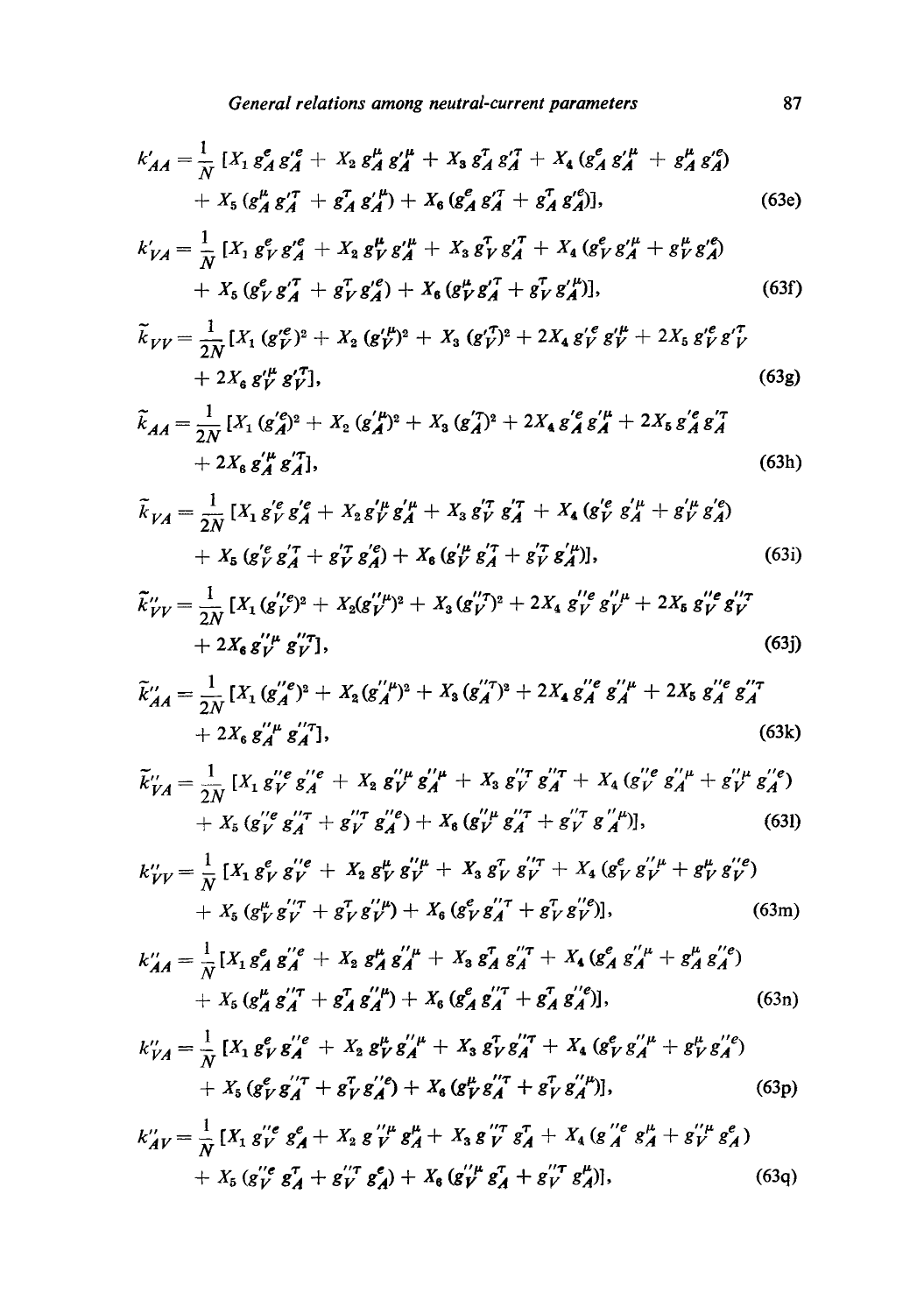$$k'_{AA} = \frac{1}{N} [X_1 g^e_A g'^e_A + X_2 g^\mu_A g'^\mu_A + X_3 g^T_A g'^T_A + X_4 (g^e_A g'^\mu_A + g^\mu_A g'^e_A) + X_5 (g^\mu_A g'^T_A + g^T_A g'^\mu_A) + X_6 (g^e_A g'^T_A + g^T_A g'^e_A)], \tag{63e}$$

$$k'_{VA} = \frac{1}{N} [X_1 g^e_V g'^e_A + X_2 g^\mu_V g'^\mu_A + X_3 g^T_V g'^T_A + X_4 (g^e_V g'^\mu_A + g^\mu_V g'^e_A) + X_5 (g^e_V g'^T_A + g^T_V g'^e_A) + X_6 (g^\mu_V g'^T_A + g^T_V g'^\mu_A)], \tag{63f}$$

$$\tilde{k}_{VV} = \frac{1}{2N} [X_1 (g'^e_V)^2 + X_2 (g'^\mu_V)^2 + X_3 (g'^T_V)^2 + 2X_4 g'^e_V g'^\mu_V + 2X_5 g'^e_V g'^T_V + 2X_6 g'^\mu_V g'^T_V], \tag{63g}$$

$$\tilde{k}_{AA} = \frac{1}{2N} [X_1 (g'^e_A)^2 + X_2 (g'^\mu_A)^2 + X_3 (g'^T_A)^2 + 2X_4 g'^e_A g'^\mu_A + 2X_5 g'^e_A g'^T_A + 2X_6 g'^\mu_A g'^T_A], \tag{63h}$$

$$\tilde{k}_{VA} = \frac{1}{2N} [X_1 g'^e_V g'^e_A + X_2 g'^\mu_V g'^\mu_A + X_3 g'^T_V g'^T_A + X_4 (g'^e_V g'^\mu_A + g'^\mu_V g'^e_A) + X_5 (g'^e_V g'^T_A + g'^T_V g'^e_A) + X_6 (g'^\mu_V g'^T_A + g'^T_V g'^\mu_A)], \tag{63i}$$

$$\tilde{k}''_{VV} = \frac{1}{2N} [X_1 (g''^e_V)^2 + X_2 (g''^\mu_V)^2 + X_3 (g''^T_V)^2 + 2X_4 g''^e_V g''^\mu_V + 2X_5 g''^e_V g''^T_V + 2X_6 g''^\mu_V g''^T_V], \tag{63j}$$

$$\tilde{k}''_{AA} = \frac{1}{2N} [X_1 (g''^e_A)^2 + X_2 (g''^\mu_A)^2 + X_3 (g''^T_A)^2 + 2X_4 g''^e_A g''^\mu_A + 2X_5 g''^e_A g''^T_A + 2X_6 g''^\mu_A g''^T_A], \tag{63k}$$

$$\tilde{k}''_{VA} = \frac{1}{2N} [X_1 g''^e_V g''^e_A + X_2 g''^\mu_V g''^\mu_A + X_3 g''^T_V g''^T_A + X_4 (g''^e_V g''^\mu_A + g''^\mu_V g''^e_A) + X_5 (g''^e_V g''^T_A + g''^T_V g''^e_A) + X_6 (g''^\mu_V g''^T_A + g''^T_V g''^\mu_A)], \tag{63l}$$

$$k''_{VV} = \frac{1}{N} [X_1 g^e_V g''^e_V + X_2 g^\mu_V g''^\mu_V + X_3 g^T_V g''^T_V + X_4 (g^e_V g''^\mu_V + g^\mu_V g''^e_V) + X_5 (g^\mu_V g''^T_V + g^T_V g''^\mu_V) + X_6 (g^e_V g''^T_A + g^T_V g''^e_V)], \tag{63m}$$

$$k''_{AA} = \frac{1}{N} [X_1 g^e_A g''^e_A + X_2 g^\mu_A g''^\mu_A + X_3 g^T_A g''^T_A + X_4 (g^e_A g''^\mu_A + g^\mu_A g''^e_A) + X_5 (g^\mu_A g''^T_A + g^T_A g''^\mu_A) + X_6 (g^e_A g''^T_A + g^T_A g''^e_A)], \tag{63n}$$

$$k''_{VA} = \frac{1}{N} [X_1 g^e_V g''^e_A + X_2 g^\mu_V g''^\mu_A + X_3 g^T_V g''^T_A + X_4 (g^e_V g''^\mu_A + g^\mu_V g''^e_A) + X_5 (g^e_V g''^T_A + g^T_V g''^e_A) + X_6 (g^\mu_V g''^T_A + g^T_V g''^\mu_A)], \tag{63p}$$

$$k''_{AV} = \frac{1}{N} [X_1 g''^e_V g^e_A + X_2 g''^\mu_V g^\mu_A + X_3 g''^T_V g^T_A + X_4 (g''^e_A g^\mu_A + g''^\mu_V g^e_A) + X_5 (g''^e_V g^T_A + g''^T_V g^e_A) + X_6 (g''^\mu_V g^T_A + g''^T_V g^\mu_A)], \tag{63q}$$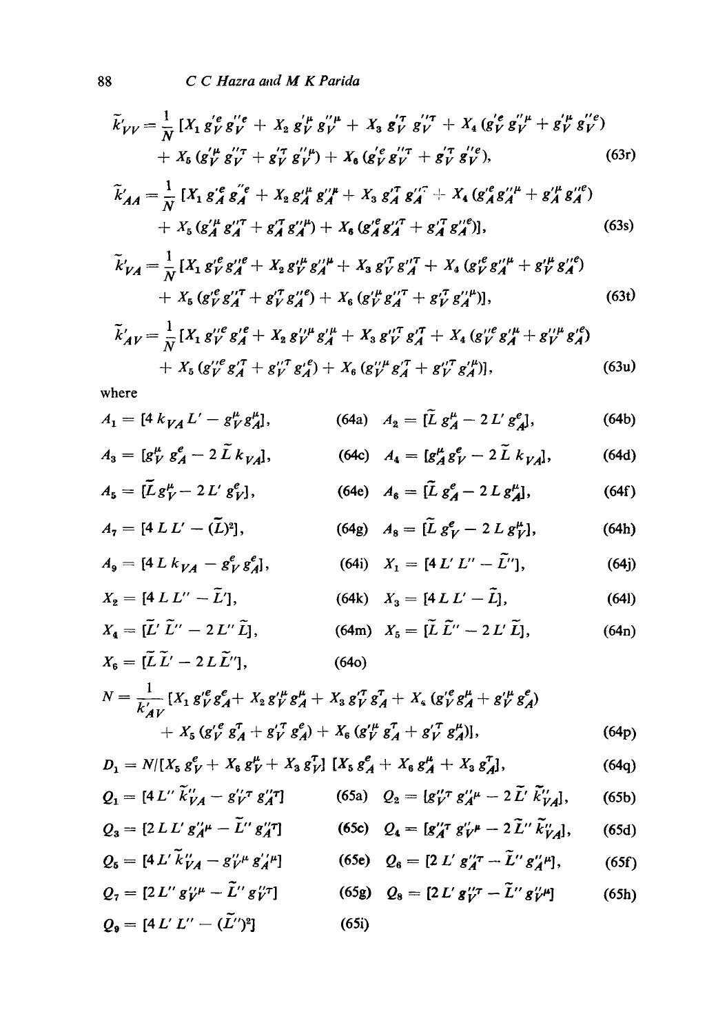$$\tilde{k}'_{VV} = \frac{1}{N}\,[X_1\, g'^e_V\, g''^e_V + X_2\, g'^\mu_V\, g''^\mu_V + X_3\, g'^\tau_V\, g''^\tau_V + X_4\,(g'^e_V\, g''^\mu_V + g'^\mu_V\, g''^e_V) + X_5\,(g'^\mu_V\, g''^\tau_V + g'^\tau_V\, g''^\mu_V) + X_6\,(g'^e_V\, g''^\tau_V + g'^\tau_V\, g''^e_V), \tag{63r}$$

$$\tilde{k}'_{AA} = \frac{1}{N}\,[X_1\, g'^e_A\, g''^e_A + X_2\, g'^\mu_A\, g''^\mu_A + X_3\, g'^\tau_A\, g''^\tau_A + X_4\,(g'^e_A g''^\mu_A + g'^\mu_A\, g''^e_A) + X_5\,(g'^\mu_A\, g''^\tau_A + g'^\tau_A\, g''^\mu_A) + X_6\,(g'^e_A\, g''^\tau_A + g'^\tau_A\, g''^e_A)], \tag{63s}$$

$$\tilde{k}'_{VA} = \frac{1}{N}\,[X_1\, g'^e_V\, g''^e_A + X_2\, g'^\mu_V\, g''^\mu_A + X_3\, g'^\tau_V\, g''^\tau_A + X_4\,(g'^e_V\, g''^\mu_A + g'^\mu_V\, g''^e_A) + X_5\,(g'^e_V\, g''^\tau_A + g'^\tau_V\, g''^e_A) + X_6\,(g'^\mu_V\, g''^\tau_A + g'^\tau_V\, g''^\mu_A)], \tag{63t}$$

$$\tilde{k}'_{AV} = \frac{1}{N}\,[X_1\, g''^e_V\, g'^e_A + X_2\, g''^\mu_V\, g'^\mu_A + X_3\, g''^\tau_V\, g'^\tau_A + X_4\,(g''^e_V\, g'^\mu_A + g''^\mu_V\, g'^e_A) + X_5\,(g''^e_V\, g'^\tau_A + g''^\tau_V\, g'^e_A) + X_6\,(g''^\mu_V\, g'^\tau_A + g''^\tau_V\, g'^\mu_A)], \tag{63u}$$

where

$$A_1 = [4\, k_{VA}\, L' - g^\mu_V g^\mu_A], \tag{64a}$$
$$A_2 = [\tilde{L}\, g^\mu_A - 2\, L'\, g^e_A], \tag{64b}$$
$$A_3 = [g^\mu_V\, g^e_A - 2\,\tilde{L}\, k_{VA}], \tag{64c}$$
$$A_4 = [g^\mu_A g^e_V - 2\,\tilde{L}\, k_{VA}], \tag{64d}$$
$$A_5 = [\tilde{L}\, g^\mu_V - 2\, L'\, g^e_V], \tag{64e}$$
$$A_6 = [\tilde{L}\, g^e_A - 2\, L\, g^\mu_A], \tag{64f}$$
$$A_7 = [4\, L\, L' - (\tilde{L})^2], \tag{64g}$$
$$A_8 = [\tilde{L}\, g^e_V - 2\, L\, g^\mu_V], \tag{64h}$$
$$A_9 = [4\, L\, k_{VA} - g^e_V\, g^e_A], \tag{64i}$$
$$X_1 = [4\, L'\, L'' - \tilde{L}''], \tag{64j}$$
$$X_2 = [4\, L\, L'' - \tilde{L}'], \tag{64k}$$
$$X_3 = [4\, L\, L' - \tilde{L}], \tag{64l}$$
$$X_4 = [\tilde{L}'\, \tilde{L}'' - 2\, L''\, \tilde{L}], \tag{64m}$$
$$X_5 = [\tilde{L}\, \tilde{L}'' - 2\, L'\, \tilde{L}], \tag{64n}$$
$$X_6 = [\tilde{L}\,\tilde{L}' - 2\, L\,\tilde{L}''], \tag{64o}$$

$$N = \frac{1}{k'_{AV}}\,[X_1\, g'^e_V g^e_A + X_2\, g'^\mu_V g^\mu_A + X_3\, g'^\tau_V g^\tau_A + X_4\,(g'^e_V g^\mu_A + g'^\mu_V g^e_A) + X_5\,(g'^e_V\, g^\tau_A + g'^\tau_V\, g^e_A) + X_6\,(g'^\mu_V\, g^\tau_A + g'^\tau_V\, g^\mu_A)], \tag{64p}$$

$$D_1 = N/[X_5\, g^e_V + X_6\, g^\mu_V + X_3\, g^\tau_V]\; [X_5\, g^e_A + X_6\, g^\mu_A + X_3\, g^\tau_A], \tag{64q}$$

$$Q_1 = [4\, L''\, \tilde{k}''_{VA} - g''^\tau_V\, g''^\tau_A] \tag{65a}$$
$$Q_2 = [g''^\tau_V\, g''^\mu_A - 2\,\tilde{L}'\, \tilde{k}''_{VA}], \tag{65b}$$
$$Q_3 = [2\, L\, L'\, g''^\mu_A - \tilde{L}''\, g''^\tau_A] \tag{65c}$$
$$Q_4 = [g''^\tau_A\, g''^\mu_V - 2\,\tilde{L}''\, \tilde{k}''_{VA}], \tag{65d}$$
$$Q_5 = [4\, L'\, \tilde{k}''_{VA} - g''^\mu_V\, g''^\mu_A] \tag{65e}$$
$$Q_6 = [2\, L'\, g''^\tau_A - \tilde{L}''\, g''^\mu_A], \tag{65f}$$
$$Q_7 = [2\, L''\, g''^\mu_V - \tilde{L}''\, g''^\tau_V] \tag{65g}$$
$$Q_8 = [2\, L'\, g''^\tau_V - \tilde{L}''\, g''^\mu_V] \tag{65h}$$
$$Q_9 = [4\, L'\, L'' - (\tilde{L}'')^2] \tag{65i}$$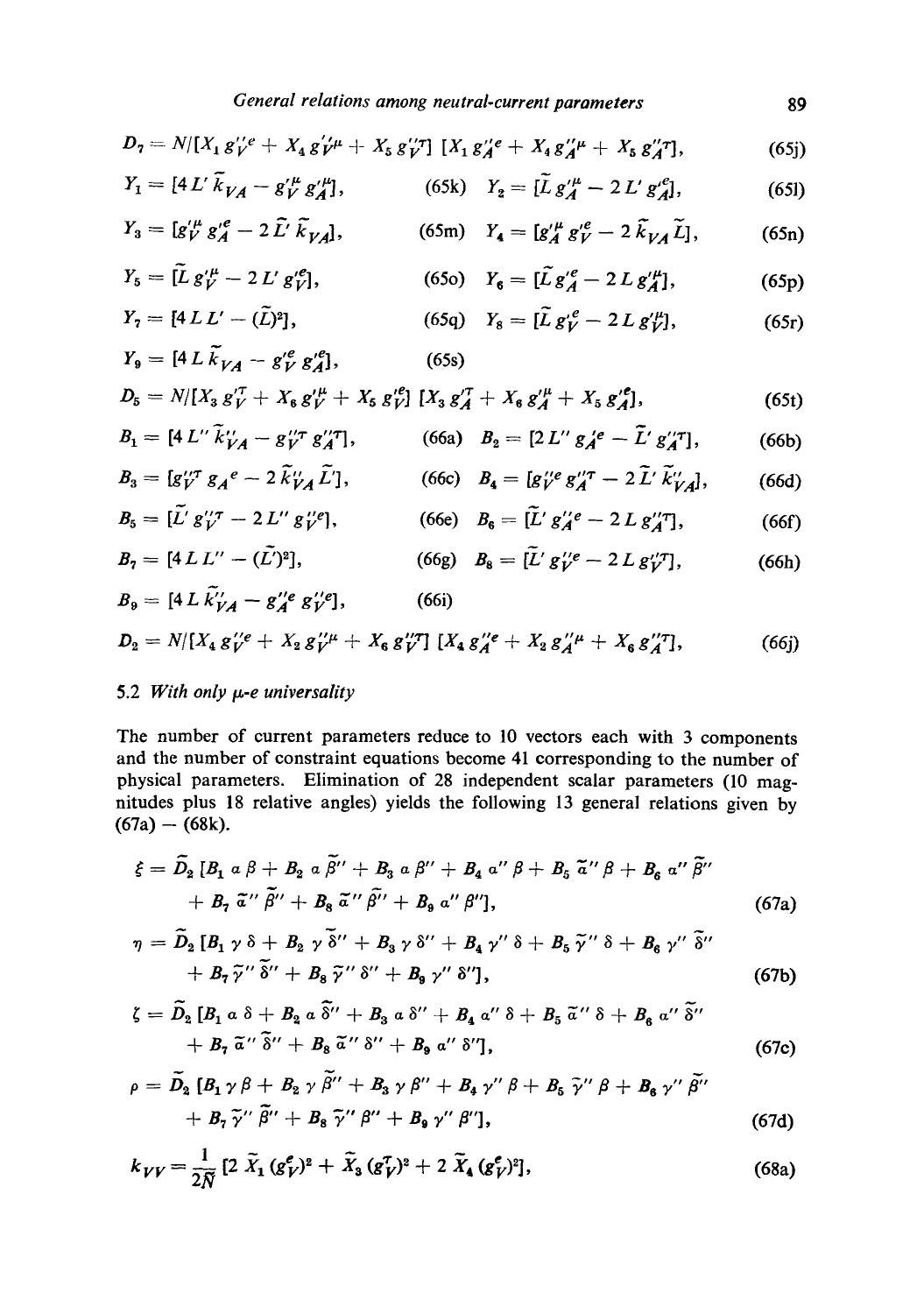$$D_7 = N/[X_1 g_V''^e + X_4 g_V''^\mu + X_5 g_V''^\tau]\,[X_1 g_A''^e + X_4 g_A''^\mu + X_5 g_A''^\tau], \tag{65j}$$

$$Y_1 = [4L' \tilde{k}_{VA} - g_V'^\mu g_A'^\mu], \tag{65k}$$

$$Y_2 = [\tilde{L} g_A'^\mu - 2L' g_A'^e], \tag{65l}$$

$$Y_3 = [g_V'^\mu g_A'^e - 2\tilde{L}' \tilde{k}_{VA}], \tag{65m}$$

$$Y_4 = [g_A'^\mu g_V'^e - 2\tilde{k}_{VA} \tilde{L}], \tag{65n}$$

$$Y_5 = [\tilde{L} g_V'^\mu - 2L' g_V'^e], \tag{65o}$$

$$Y_6 = [\tilde{L} g_A'^e - 2L g_A'^\mu], \tag{65p}$$

$$Y_7 = [4LL' - (\tilde{L})^2], \tag{65q}$$

$$Y_8 = [\tilde{L} g_V'^e - 2L g_V'^\mu], \tag{65r}$$

$$Y_9 = [4L \tilde{k}_{VA} - g_V'^e g_A'^e], \tag{65s}$$

$$D_5 = N/[X_3 g_V'^\tau + X_6 g_V'^\mu + X_5 g_V'^e]\,[X_3 g_A'^\tau + X_6 g_A'^\mu + X_5 g_A'^e], \tag{65t}$$

$$B_1 = [4L'' \tilde{k}_{VA}'' - g_V''^\tau g_A''^\tau], \tag{66a}$$

$$B_2 = [2L'' g_A'^e - \tilde{L}' g_A''^\tau], \tag{66b}$$

$$B_3 = [g_V''^\tau g_A{}^e - 2\tilde{k}_{VA}'' \tilde{L}'], \tag{66c}$$

$$B_4 = [g_V''^e g_A''^\tau - 2\tilde{L}' \tilde{k}_{VA}''], \tag{66d}$$

$$B_5 = [\tilde{L}' g_V''^\tau - 2L'' g_V''^e], \tag{66e}$$

$$B_6 = [\tilde{L}' g_A''^e - 2L g_A''^\tau], \tag{66f}$$

$$B_7 = [4LL'' - (\tilde{L}')^2], \tag{66g}$$

$$B_8 = [\tilde{L}' g_V''^e - 2L g_V''^\tau], \tag{66h}$$

$$B_9 = [4L \tilde{k}_{VA}'' - g_A''^e g_V''^e], \tag{66i}$$

$$D_2 = N/[X_4 g_V''^e + X_2 g_V''^\mu + X_6 g_V''^\tau]\,[X_4 g_A''^e + X_2 g_A''^\mu + X_6 g_A''^\tau], \tag{66j}$$

### 5.2 *With only $\mu$-$e$ universality*

The number of current parameters reduce to 10 vectors each with 3 components and the number of constraint equations become 41 corresponding to the number of physical parameters. Elimination of 28 independent scalar parameters (10 magnitudes plus 18 relative angles) yields the following 13 general relations given by (67a) – (68k).

$$\xi = \tilde{D}_2\,[B_1\,\alpha\,\beta + B_2\,\alpha\,\tilde{\beta}'' + B_3\,\alpha\,\beta'' + B_4\,\alpha''\,\beta + B_5\,\tilde{\alpha}''\,\beta + B_6\,\alpha''\,\tilde{\beta}'' + B_7\,\tilde{\alpha}''\,\tilde{\beta}'' + B_8\,\tilde{\alpha}''\,\beta'' + B_9\,\alpha''\,\beta''], \tag{67a}$$

$$\eta = \tilde{D}_2\,[B_1\,\gamma\,\delta + B_2\,\gamma\,\tilde{\delta}'' + B_3\,\gamma\,\delta'' + B_4\,\gamma''\,\delta + B_5\,\tilde{\gamma}''\,\delta + B_6\,\gamma''\,\tilde{\delta}'' + B_7\,\tilde{\gamma}''\,\tilde{\delta}'' + B_8\,\tilde{\gamma}''\,\delta'' + B_9\,\gamma''\,\delta''], \tag{67b}$$

$$\zeta = \tilde{D}_2\,[B_1\,\alpha\,\delta + B_2\,\alpha\,\tilde{\delta}'' + B_3\,\alpha\,\delta'' + B_4\,\alpha''\,\delta + B_5\,\tilde{\alpha}''\,\delta + B_6\,\alpha''\,\tilde{\delta}'' + B_7\,\tilde{\alpha}''\,\tilde{\delta}'' + B_8\,\tilde{\alpha}''\,\delta'' + B_9\,\alpha''\,\delta''], \tag{67c}$$

$$\rho = \tilde{D}_2\,[B_1\,\gamma\,\beta + B_2\,\gamma\,\tilde{\beta}'' + B_3\,\gamma\,\beta'' + B_4\,\gamma''\,\beta + B_5\,\tilde{\gamma}''\,\beta + B_6\,\gamma''\,\tilde{\beta}'' + B_7\,\tilde{\gamma}''\,\tilde{\beta}'' + B_8\,\tilde{\gamma}''\,\beta'' + B_9\,\gamma''\,\beta''], \tag{67d}$$

$$k_{VV} = \frac{1}{2\tilde{N}}\,[2\,\tilde{X}_1\,(g_V^e)^2 + \tilde{X}_3\,(g_V^\tau)^2 + 2\,\tilde{X}_4\,(g_V^e)^2], \tag{68a}$$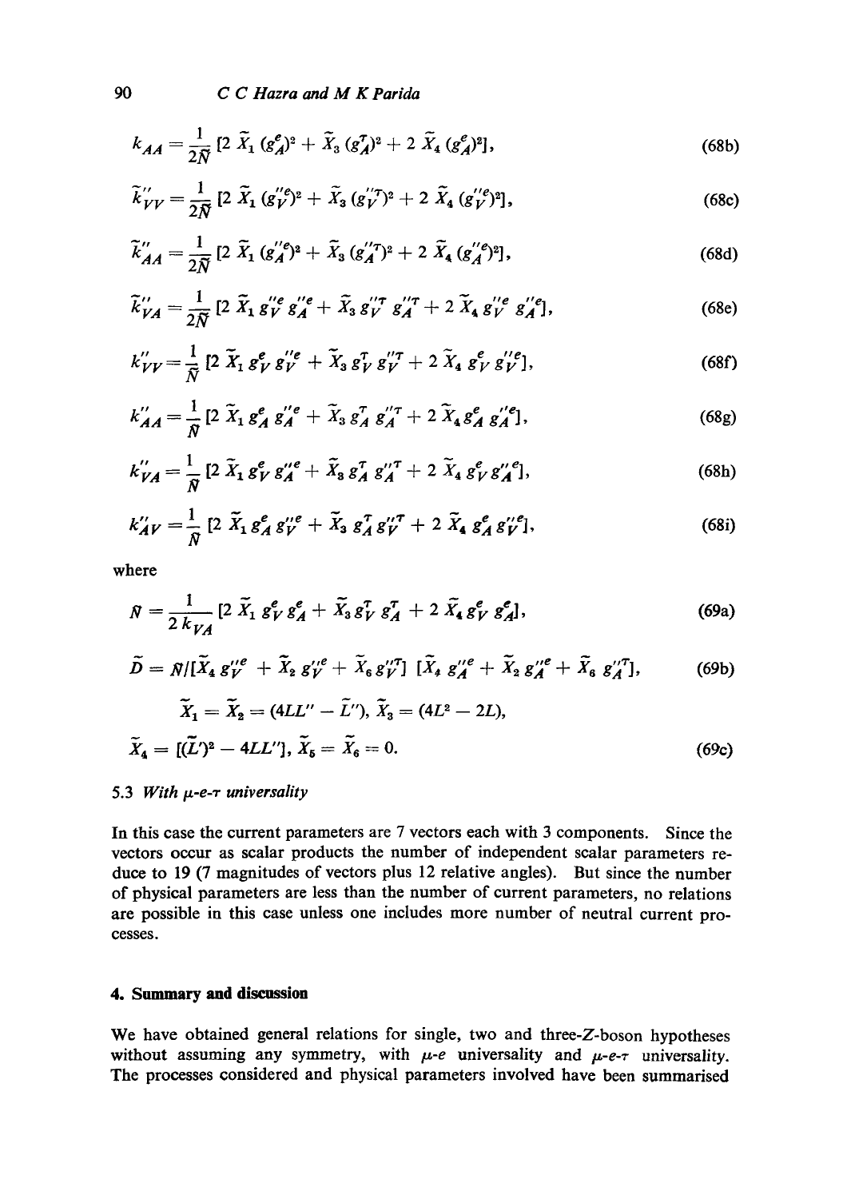$$k_{AA} = \frac{1}{2\tilde{N}} [2\, \tilde{X}_1 (g_A^e)^2 + \tilde{X}_3 (g_A^T)^2 + 2\, \tilde{X}_4 (g_A^e)^2], \tag{68b}$$

$$\tilde{k}''_{VV} = \frac{1}{2\tilde{N}} [2\, \tilde{X}_1 (g_V^{''e})^2 + \tilde{X}_3 (g_V^{''T})^2 + 2\, \tilde{X}_4 (g_V^{''e})^2], \tag{68c}$$

$$\tilde{k}''_{AA} = \frac{1}{2\tilde{N}} [2\, \tilde{X}_1 (g_A^{''e})^2 + \tilde{X}_3 (g_A^{''T})^2 + 2\, \tilde{X}_4 (g_A^{''e})^2], \tag{68d}$$

$$\tilde{k}''_{VA} = \frac{1}{2\tilde{N}} [2\, \tilde{X}_1\, g_V^{''e}\, g_A^{''e} + \tilde{X}_3\, g_V^{''T}\, g_A^{''T} + 2\, \tilde{X}_4\, g_V^{''e}\, g_A^{''e}], \tag{68e}$$

$$k''_{VV} = \frac{1}{\tilde{N}} [2\, \tilde{X}_1\, g_V^e\, g_V^{''e} + \tilde{X}_3\, g_V^T\, g_V^{''T} + 2\, \tilde{X}_4\, g_V^e\, g_V^{''e}], \tag{68f}$$

$$k''_{AA} = \frac{1}{\tilde{N}} [2\, \tilde{X}_1\, g_A^e\, g_A^{''e} + \tilde{X}_3\, g_A^T\, g_A^{''T} + 2\, \tilde{X}_4\, g_A^e\, g_A^{''e}], \tag{68g}$$

$$k''_{VA} = \frac{1}{\tilde{N}} [2\, \tilde{X}_1\, g_V^e\, g_A^{''e} + \tilde{X}_3\, g_A^T\, g_A^{''T} + 2\, \tilde{X}_4\, g_V^e\, g_A^{''e}], \tag{68h}$$

$$k''_{AV} = \frac{1}{\tilde{N}} [2\, \tilde{X}_1\, g_A^e\, g_V^{''e} + \tilde{X}_3\, g_A^T\, g_V^{''T} + 2\, \tilde{X}_4\, g_A^e\, g_V^{''e}], \tag{68i}$$

where

$$\tilde{N} = \frac{1}{2\, k_{VA}} [2\, \tilde{X}_1\, g_V^e\, g_A^e + \tilde{X}_3\, g_V^T\, g_A^T + 2\, \tilde{X}_4\, g_V^e\, g_A^e], \tag{69a}$$

$$\tilde{D} = \tilde{N} / [\tilde{X}_4\, g_V^{''e} + \tilde{X}_2\, g_V^{''e} + \tilde{X}_6\, g_V^{''T}]\; [\tilde{X}_4\, g_A^{''e} + \tilde{X}_2\, g_A^{''e} + \tilde{X}_6\, g_A^{''T}], \tag{69b}$$

$$\tilde{X}_1 = \tilde{X}_2 = (4LL'' - \tilde{L}''),\; \tilde{X}_3 = (4L^2 - 2L),$$

$$\tilde{X}_4 = [(\tilde{L}')^2 - 4LL''],\; \tilde{X}_5 = \tilde{X}_6 = 0. \tag{69c}$$

### 5.3 *With $\mu$-$e$-$\tau$ universality*

In this case the current parameters are 7 vectors each with 3 components. Since the vectors occur as scalar products the number of independent scalar parameters reduce to 19 (7 magnitudes of vectors plus 12 relative angles). But since the number of physical parameters are less than the number of current parameters, no relations are possible in this case unless one includes more number of neutral current processes.

## 4. Summary and discussion

We have obtained general relations for single, two and three-$Z$-boson hypotheses without assuming any symmetry, with $\mu$-$e$ universality and $\mu$-$e$-$\tau$ universality. The processes considered and physical parameters involved have been summarised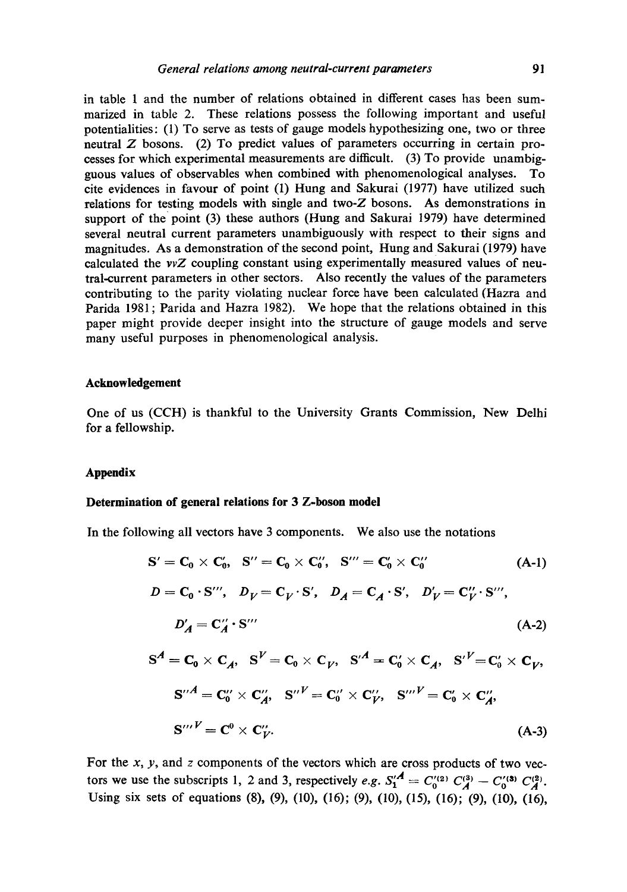in table 1 and the number of relations obtained in different cases has been summarized in table 2. These relations possess the following important and useful potentialities: (1) To serve as tests of gauge models hypothesizing one, two or three neutral $Z$ bosons. (2) To predict values of parameters occurring in certain processes for which experimental measurements are difficult. (3) To provide unambigguous values of observables when combined with phenomenological analyses. To cite evidences in favour of point (1) Hung and Sakurai (1977) have utilized such relations for testing models with single and two-$Z$ bosons. As demonstrations in support of the point (3) these authors (Hung and Sakurai 1979) have determined several neutral current parameters unambiguously with respect to their signs and magnitudes. As a demonstration of the second point, Hung and Sakurai (1979) have calculated the $\nu\nu Z$ coupling constant using experimentally measured values of neutral-current parameters in other sectors. Also recently the values of the parameters contributing to the parity violating nuclear force have been calculated (Hazra and Parida 1981; Parida and Hazra 1982). We hope that the relations obtained in this paper might provide deeper insight into the structure of gauge models and serve many useful purposes in phenomenological analysis.

## Acknowledgement

One of us (CCH) is thankful to the University Grants Commission, New Delhi for a fellowship.

## Appendix

### Determination of general relations for 3 Z-boson model

In the following all vectors have 3 components. We also use the notations

$$\mathbf{S}' = \mathbf{C}_0 \times \mathbf{C}_0', \quad \mathbf{S}'' = \mathbf{C}_0 \times \mathbf{C}_0'', \quad \mathbf{S}''' = \mathbf{C}_0' \times \mathbf{C}_0'' \tag{A-1}$$

$$D = \mathbf{C}_0 \cdot \mathbf{S}''', \quad D_V = \mathbf{C}_V \cdot \mathbf{S}', \quad D_A = \mathbf{C}_A \cdot \mathbf{S}', \quad D_V' = \mathbf{C}_V'' \cdot \mathbf{S}''',$$

$$D_A' = \mathbf{C}_A'' \cdot \mathbf{S}''' \tag{A-2}$$

$$\mathbf{S}^A = \mathbf{C}_0 \times \mathbf{C}_A, \quad \mathbf{S}^V = \mathbf{C}_0 \times \mathbf{C}_V, \quad \mathbf{S}'^A = \mathbf{C}_0' \times \mathbf{C}_A, \quad \mathbf{S}'^V = \mathbf{C}_0' \times \mathbf{C}_V,$$

$$\mathbf{S}''^A = \mathbf{C}_0'' \times \mathbf{C}_A'', \quad \mathbf{S}''^V = \mathbf{C}_0'' \times \mathbf{C}_V'', \quad \mathbf{S}'''^V = \mathbf{C}_0' \times \mathbf{C}_A'',$$

$$\mathbf{S}'''^V = \mathbf{C}^0 \times \mathbf{C}_V''. \tag{A-3}$$

For the $x$, $y$, and $z$ components of the vectors which are cross products of two vectors we use the subscripts 1, 2 and 3, respectively *e.g.* $S_1'^A = C_0'^{(2)} C_A^{(3)} - C_0'^{(3)} C_A^{(2)}$. Using six sets of equations (8), (9), (10), (16); (9), (10), (15), (16); (9), (10), (16),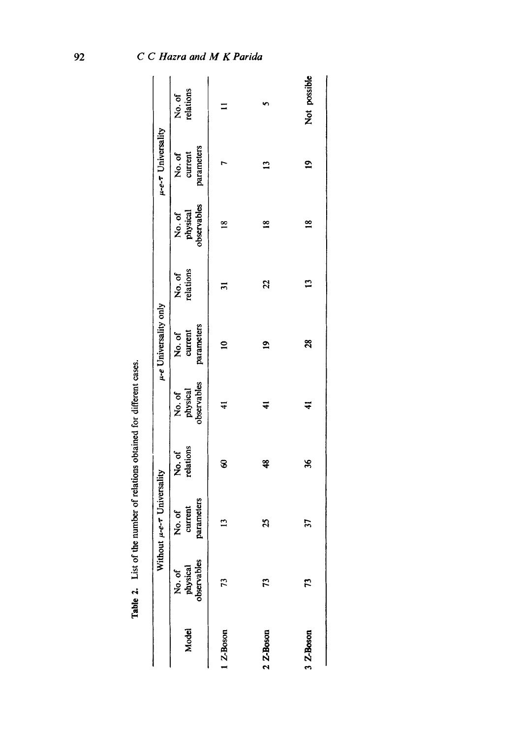**Table 2.** List of the number of relations obtained for different cases.

| Model | Without $\mu$-$e$-$\tau$ Universality | | | $\mu$-$e$ Universality only | | | $\mu$-$e$-$\tau$ Universality | | |
|---|---|---|---|---|---|---|---|---|---|
| | No. of physical observables | No. of current parameters | No. of relations | No. of physical observables | No. of current parameters | No. of relations | No. of physical observables | No. of current parameters | No. of relations |
| 1 Z-Boson | 73 | 13 | 60 | 41 | 10 | 31 | 18 | 7 | 11 |
| 2 Z-Boson | 73 | 25 | 48 | 41 | 19 | 22 | 18 | 13 | 5 |
| 3 Z-Boson | 73 | 37 | 36 | 41 | 28 | 13 | 18 | 19 | Not possible |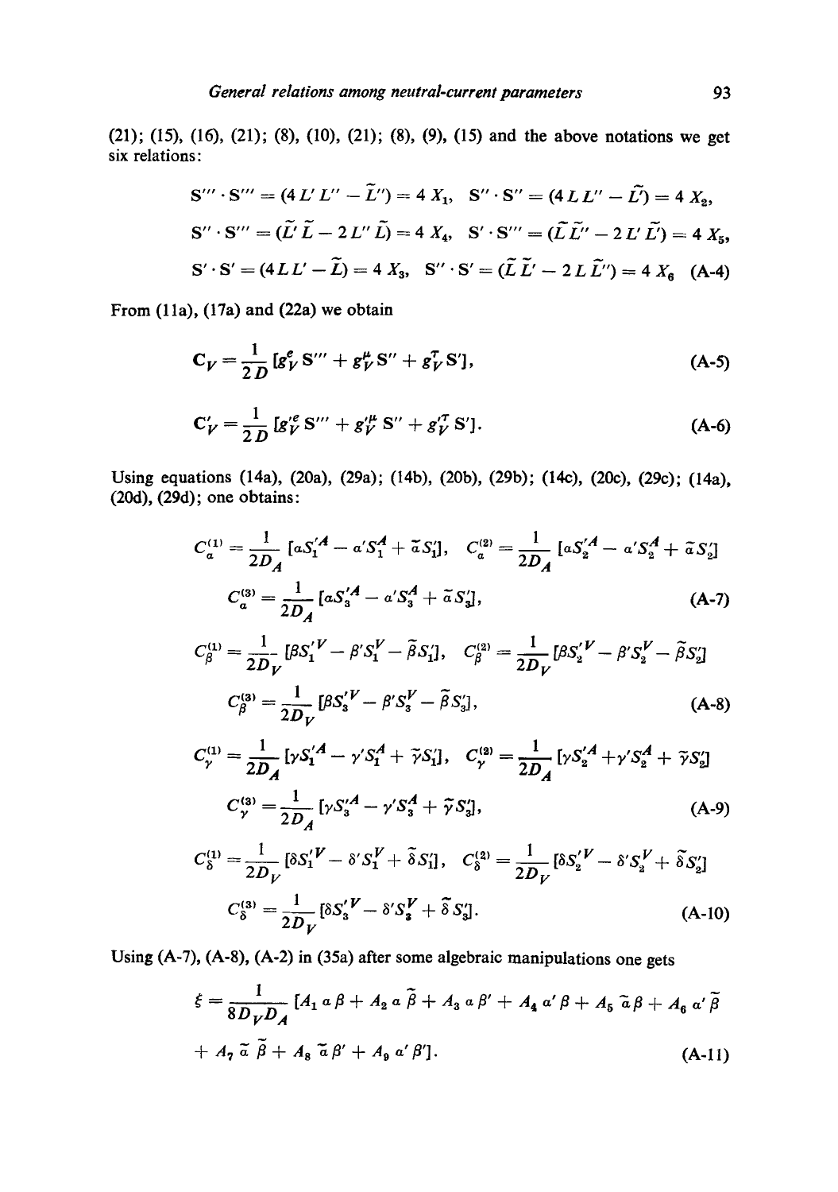(21); (15), (16), (21); (8), (10), (21); (8), (9), (15) and the above notations we get six relations:

$$\mathbf{S}''' \cdot \mathbf{S}''' = (4\,L'\,L'' - \tilde{L}'') = 4\,X_1, \quad \mathbf{S}'' \cdot \mathbf{S}'' = (4\,L\,L'' - \tilde{L}') = 4\,X_2,$$

$$\mathbf{S}'' \cdot \mathbf{S}''' = (\tilde{L}'\,\tilde{L} - 2\,L''\,\tilde{L}) = 4\,X_4, \quad \mathbf{S}' \cdot \mathbf{S}''' = (\tilde{L}\,\tilde{L}'' - 2\,L'\,\tilde{L}') = 4\,X_5,$$

$$\mathbf{S}' \cdot \mathbf{S}' = (4\,L\,L' - \tilde{L}) = 4\,X_3, \quad \mathbf{S}'' \cdot \mathbf{S}' = (\tilde{L}\,\tilde{L}' - 2\,L\,\tilde{L}'') = 4\,X_6 \tag{A-4}$$

From (11a), (17a) and (22a) we obtain

$$\mathbf{C}_V = \frac{1}{2D}\,[g_V^e\,\mathbf{S}''' + g_V^\mu\,\mathbf{S}'' + g_V^\tau\,\mathbf{S}'], \tag{A-5}$$

$$\mathbf{C}'_V = \frac{1}{2D}\,[g_V'^e\,\mathbf{S}''' + g_V'^\mu\,\mathbf{S}'' + g_V'^\tau\,\mathbf{S}']. \tag{A-6}$$

Using equations (14a), (20a), (29a); (14b), (20b), (29b); (14c), (20c), (29c); (14a), (20d), (29d); one obtains:

$$C_\alpha^{(1)} = \frac{1}{2D_A}\,[\alpha S_1'^A - \alpha' S_1^A + \tilde{\alpha} S_1'], \quad C_\alpha^{(2)} = \frac{1}{2D_A}\,[\alpha S_2'^A - \alpha' S_2^A + \tilde{\alpha} S_2']$$

$$C_\alpha^{(3)} = \frac{1}{2D_A}\,[\alpha S_3'^A - \alpha' S_3^A + \tilde{\alpha} S_3'], \tag{A-7}$$

$$C_\beta^{(1)} = \frac{1}{2D_V}\,[\beta S_1'^V - \beta' S_1^V - \tilde{\beta} S_1'], \quad C_\beta^{(2)} = \frac{1}{2D_V}\,[\beta S_2'^V - \beta' S_2^V - \tilde{\beta} S_2']$$

$$C_\beta^{(3)} = \frac{1}{2D_V}\,[\beta S_3'^V - \beta' S_3^V - \tilde{\beta} S_3'], \tag{A-8}$$

$$C_\gamma^{(1)} = \frac{1}{2D_A}\,[\gamma S_1'^A - \gamma' S_1^A + \tilde{\gamma} S_1'], \quad C_\gamma^{(2)} = \frac{1}{2D_A}\,[\gamma S_2'^A + \gamma' S_2^A + \tilde{\gamma} S_2']$$

$$C_\gamma^{(3)} = \frac{1}{2D_A}\,[\gamma S_3'^A - \gamma' S_3^A + \tilde{\gamma} S_3'], \tag{A-9}$$

$$C_\delta^{(1)} = \frac{1}{2D_V}\,[\delta S_1'^V - \delta' S_1^V + \tilde{\delta} S_1'], \quad C_\delta^{(2)} = \frac{1}{2D_V}\,[\delta S_2'^V - \delta' S_2^V + \tilde{\delta} S_2']$$

$$C_\delta^{(3)} = \frac{1}{2D_V}\,[\delta S_3'^V - \delta' S_3^V + \tilde{\delta} S_3']. \tag{A-10}$$

Using (A-7), (A-8), (A-2) in (35a) after some algebraic manipulations one gets

$$\xi = \frac{1}{8D_V D_A}\,[A_1\,\alpha\,\beta + A_2\,\alpha\,\tilde{\beta} + A_3\,\alpha\,\beta' + A_4\,\alpha'\,\beta + A_5\,\tilde{\alpha}\,\beta + A_6\,\alpha'\,\tilde{\beta}$$

$$+ A_7\,\tilde{\alpha}\,\tilde{\beta} + A_8\,\tilde{\alpha}\,\beta' + A_9\,\alpha'\,\beta']. \tag{A-11}$$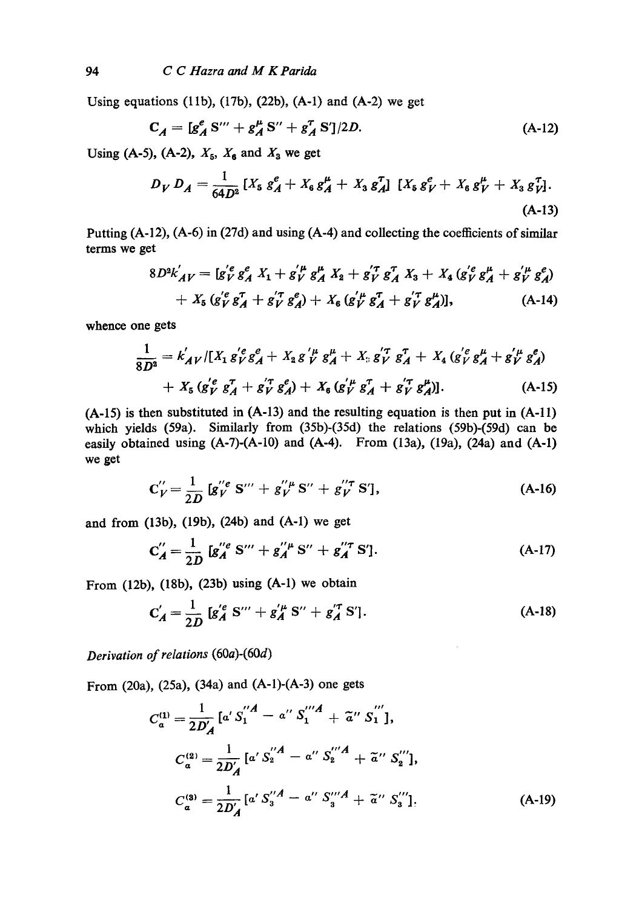Using equations (11b), (17b), (22b), (A-1) and (A-2) we get

$$C_A = [g_A^e S''' + g_A^\mu S'' + g_A^\tau S']/2D. \tag{A-12}$$

Using (A-5), (A-2), $X_5$, $X_6$ and $X_3$ we get

$$D_V D_A = \frac{1}{64D^2} [X_5 g_A^e + X_6 g_A^\mu + X_3 g_A^\tau] [X_5 g_V^e + X_6 g_V^\mu + X_3 g_V^\tau]. \tag{A-13}$$

Putting (A-12), (A-6) in (27d) and using (A-4) and collecting the coefficients of similar terms we get

$$8D^2 k'_{AV} = [g_V'^e g_A^e X_1 + g_V'^\mu g_A^\mu X_2 + g_V'^\tau g_A^\tau X_3 + X_4 (g_V'^e g_A^\mu + g_V'^\mu g_A^e) + X_5 (g_V'^e g_A^\tau + g_V'^\tau g_A^e) + X_6 (g_V'^\mu g_A^\tau + g_V'^\tau g_A^\mu)], \tag{A-14}$$

whence one gets

$$\frac{1}{8D^2} = k'_{AV}/[X_1 g_V'^e g_A^e + X_2 g_V'^\mu g_A^\mu + X_3 g_V'^\tau g_A^\tau + X_4 (g_V'^e g_A^\mu + g_V'^\mu g_A^e) + X_5 (g_V'^e g_A^\tau + g_V'^\tau g_A^e) + X_6 (g_V'^\mu g_A^\tau + g_V'^\tau g_A^\mu)]. \tag{A-15}$$

(A-15) is then substituted in (A-13) and the resulting equation is then put in (A-11) which yields (59a). Similarly from (35b)-(35d) the relations (59b)-(59d) can be easily obtained using (A-7)-(A-10) and (A-4). From (13a), (19a), (24a) and (A-1) we get

$$C''_V = \frac{1}{2D} [g_V''^e S''' + g_V''^\mu S'' + g_V''^\tau S'], \tag{A-16}$$

and from (13b), (19b), (24b) and (A-1) we get

$$C''_A = \frac{1}{2D} [g_A''^e S''' + g_A''^\mu S'' + g_A''^\tau S']. \tag{A-17}$$

From (12b), (18b), (23b) using (A-1) we obtain

$$C'_A = \frac{1}{2D} [g_A'^e S''' + g_A'^\mu S'' + g_A'^\tau S']. \tag{A-18}$$

*Derivation of relations* (60*a*)-(60*d*)

From (20a), (25a), (34a) and (A-1)-(A-3) one gets

$$C_a^{(1)} = \frac{1}{2D'_A} [a' S_1''^A - a'' S_1'''^A + \tilde{a}'' S_1'''],$$

$$C_a^{(2)} = \frac{1}{2D'_A} [a' S_2''^A - a'' S_2'''^A + \tilde{a}'' S_2'''],$$

$$C_a^{(3)} = \frac{1}{2D'_A} [a' S_3''^A - a'' S_3'''^A + \tilde{a}'' S_3''']. \tag{A-19}$$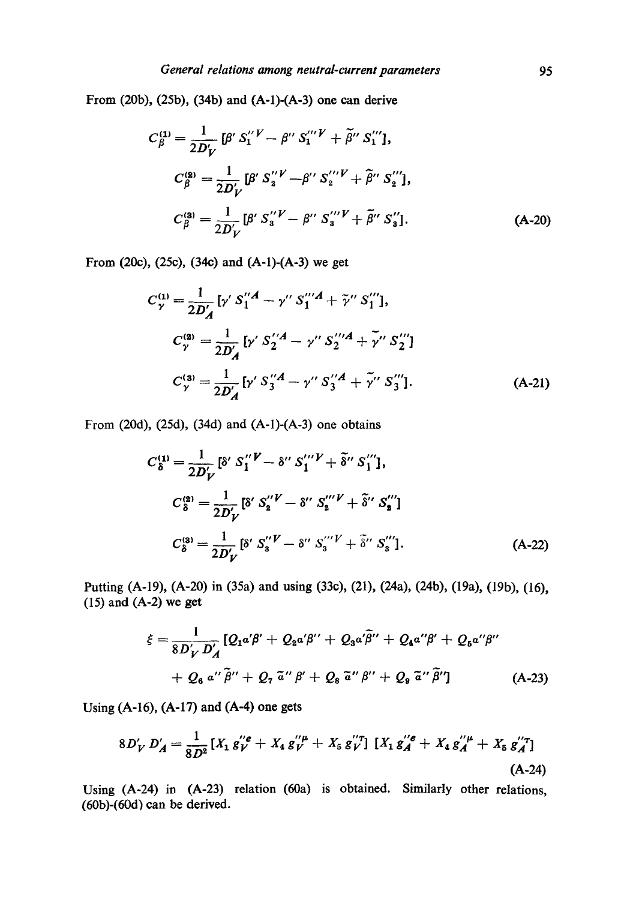From (20b), (25b), (34b) and (A-1)-(A-3) one can derive

$$C_\beta^{(1)} = \frac{1}{2D'_V} [\beta' S_1''^V - \beta'' S_1'''^V + \tilde{\beta}'' S_1'''],$$

$$C_\beta^{(2)} = \frac{1}{2D'_V} [\beta' S_2''^V - \beta'' S_2'''^V + \tilde{\beta}'' S_2'''],$$

$$C_\beta^{(3)} = \frac{1}{2D'_V} [\beta' S_3''^V - \beta'' S_3'''^V + \tilde{\beta}'' S_3'''].\tag{A-20}$$

From (20c), (25c), (34c) and (A-1)-(A-3) we get

$$C_\gamma^{(1)} = \frac{1}{2D'_A} [\gamma' S_1''^A - \gamma'' S_1'''^A + \tilde{\gamma}'' S_1'''],$$

$$C_\gamma^{(2)} = \frac{1}{2D'_A} [\gamma' S_2''^A - \gamma'' S_2'''^A + \tilde{\gamma}'' S_2''']$$

$$C_\gamma^{(3)} = \frac{1}{2D'_A} [\gamma' S_3''^A - \gamma'' S_3''^A + \tilde{\gamma}'' S_3'''].\tag{A-21}$$

From (20d), (25d), (34d) and (A-1)-(A-3) one obtains

$$C_\delta^{(1)} = \frac{1}{2D'_V} [\delta' S_1''^V - \delta'' S_1'''^V + \tilde{\delta}'' S_1'''],$$

$$C_\delta^{(2)} = \frac{1}{2D'_V} [\delta' S_2''^V - \delta'' S_2'''^V + \tilde{\delta}'' S_2''']$$

$$C_\delta^{(3)} = \frac{1}{2D'_V} [\delta' S_3''^V - \delta'' S_3'''^V + \tilde{\delta}'' S_3'''].\tag{A-22}$$

Putting (A-19), (A-20) in (35a) and using (33c), (21), (24a), (24b), (19a), (19b), (16), (15) and (A-2) we get

$$\xi = \frac{1}{8D'_V D'_A} [Q_1\alpha'\beta' + Q_2\alpha'\beta'' + Q_3\alpha'\tilde{\beta}'' + Q_4\alpha''\beta' + Q_5\alpha''\beta'' + Q_6\,\alpha''\tilde{\beta}'' + Q_7\,\tilde{\alpha}''\beta' + Q_8\,\tilde{\alpha}''\beta'' + Q_9\,\tilde{\alpha}''\tilde{\beta}'']\tag{A-23}$$

Using (A-16), (A-17) and (A-4) one gets

$$8D'_V D'_A = \frac{1}{8D^2} [X_1 g_V''^e + X_4 g_V''^\mu + X_5 g_V''^T] [X_1 g_A''^e + X_4 g_A''^\mu + X_5 g_A''^T]\tag{A-24}$$

Using (A-24) in (A-23) relation (60a) is obtained. Similarly other relations, (60b)-(60d) can be derived.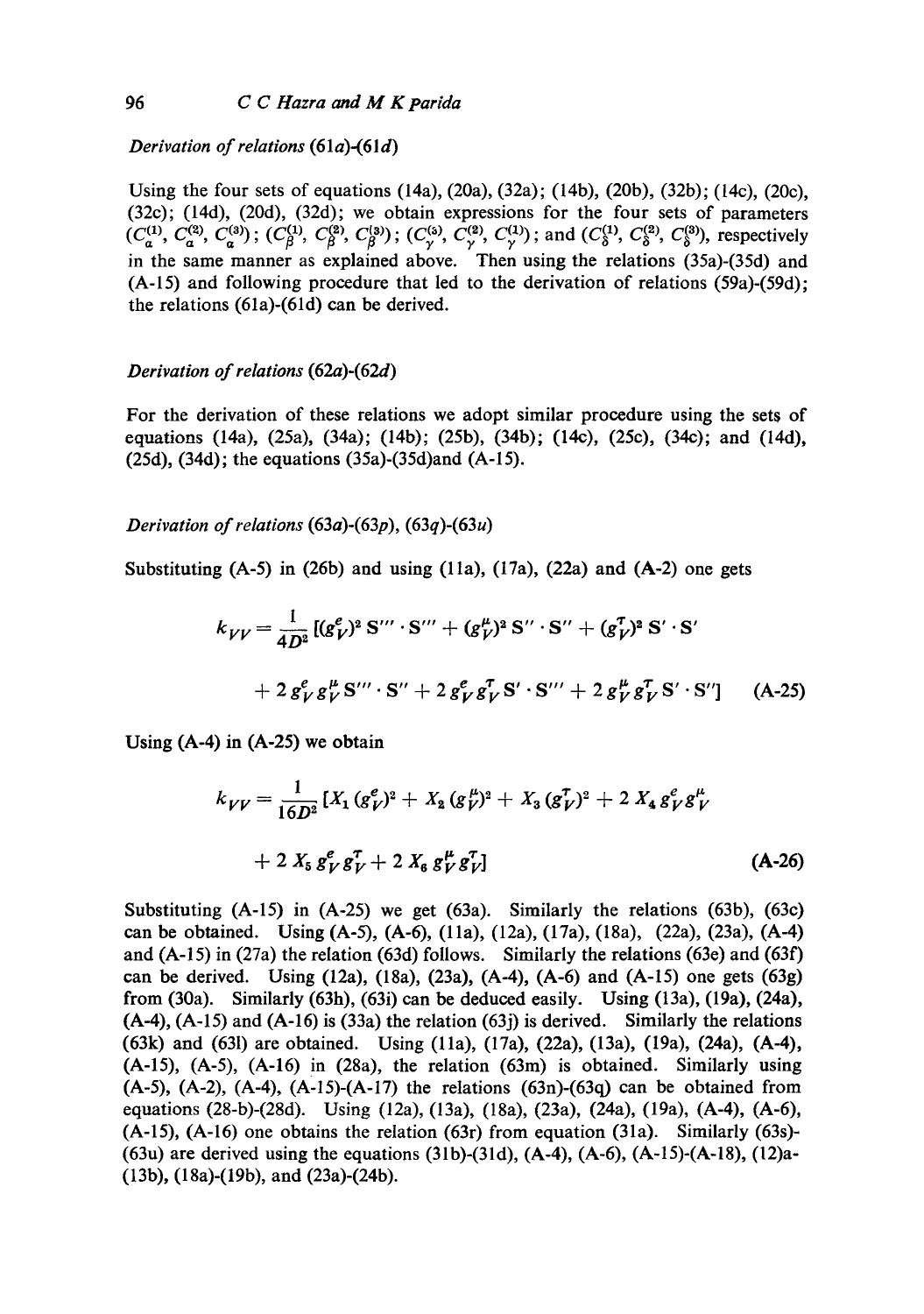*Derivation of relations (61a)-(61d)*

Using the four sets of equations (14a), (20a), (32a); (14b), (20b), (32b); (14c), (20c), (32c); (14d), (20d), (32d); we obtain expressions for the four sets of parameters $(C_\alpha^{(1)}, C_\alpha^{(2)}, C_\alpha^{(3)})$; $(C_\beta^{(1)}, C_\beta^{(2)}, C_\beta^{(3)})$; $(C_\gamma^{(3)}, C_\gamma^{(2)}, C_\gamma^{(1)})$; and $(C_\delta^{(1)}, C_\delta^{(2)}, C_\delta^{(3)})$, respectively in the same manner as explained above. Then using the relations (35a)-(35d) and (A-15) and following procedure that led to the derivation of relations (59a)-(59d); the relations (61a)-(61d) can be derived.

*Derivation of relations (62a)-(62d)*

For the derivation of these relations we adopt similar procedure using the sets of equations (14a), (25a), (34a); (14b); (25b), (34b); (14c), (25c), (34c); and (14d), (25d), (34d); the equations (35a)-(35d)and (A-15).

*Derivation of relations (63a)-(63p), (63q)-(63u)*

Substituting (A-5) in (26b) and using (11a), (17a), (22a) and (A-2) one gets

$$k_{VV} = \frac{1}{4D^2}[(g_V^e)^2\, S''' \cdot S''' + (g_V^\mu)^2\, S'' \cdot S'' + (g_V^\tau)^2\, S' \cdot S' + 2\, g_V^e g_V^\mu\, S''' \cdot S'' + 2\, g_V^e g_V^\tau\, S' \cdot S''' + 2\, g_V^\mu g_V^\tau\, S' \cdot S''] \qquad \text{(A-25)}$$

Using (A-4) in (A-25) we obtain

$$k_{VV} = \frac{1}{16D^2}[X_1\,(g_V^e)^2 + X_2\,(g_V^\mu)^2 + X_3\,(g_V^\tau)^2 + 2\,X_4\, g_V^e g_V^\mu + 2\,X_5\, g_V^e g_V^\tau + 2\,X_6\, g_V^\mu g_V^\tau] \qquad \text{(A-26)}$$

Substituting (A-15) in (A-25) we get (63a). Similarly the relations (63b), (63c) can be obtained. Using (A-5), (A-6), (11a), (12a), (17a), (18a), (22a), (23a), (A-4) and (A-15) in (27a) the relation (63d) follows. Similarly the relations (63e) and (63f) can be derived. Using (12a), (18a), (23a), (A-4), (A-6) and (A-15) one gets (63g) from (30a). Similarly (63h), (63i) can be deduced easily. Using (13a), (19a), (24a), (A-4), (A-15) and (A-16) is (33a) the relation (63j) is derived. Similarly the relations (63k) and (63l) are obtained. Using (11a), (17a), (22a), (13a), (19a), (24a), (A-4), (A-15), (A-5), (A-16) in (28a), the relation (63m) is obtained. Similarly using (A-5), (A-2), (A-4), (A-15)-(A-17) the relations (63n)-(63q) can be obtained from equations (28-b)-(28d). Using (12a), (13a), (18a), (23a), (24a), (19a), (A-4), (A-6), (A-15), (A-16) one obtains the relation (63r) from equation (31a). Similarly (63s)-(63u) are derived using the equations (31b)-(31d), (A-4), (A-6), (A-15)-(A-18), (12)a-(13b), (18a)-(19b), and (23a)-(24b).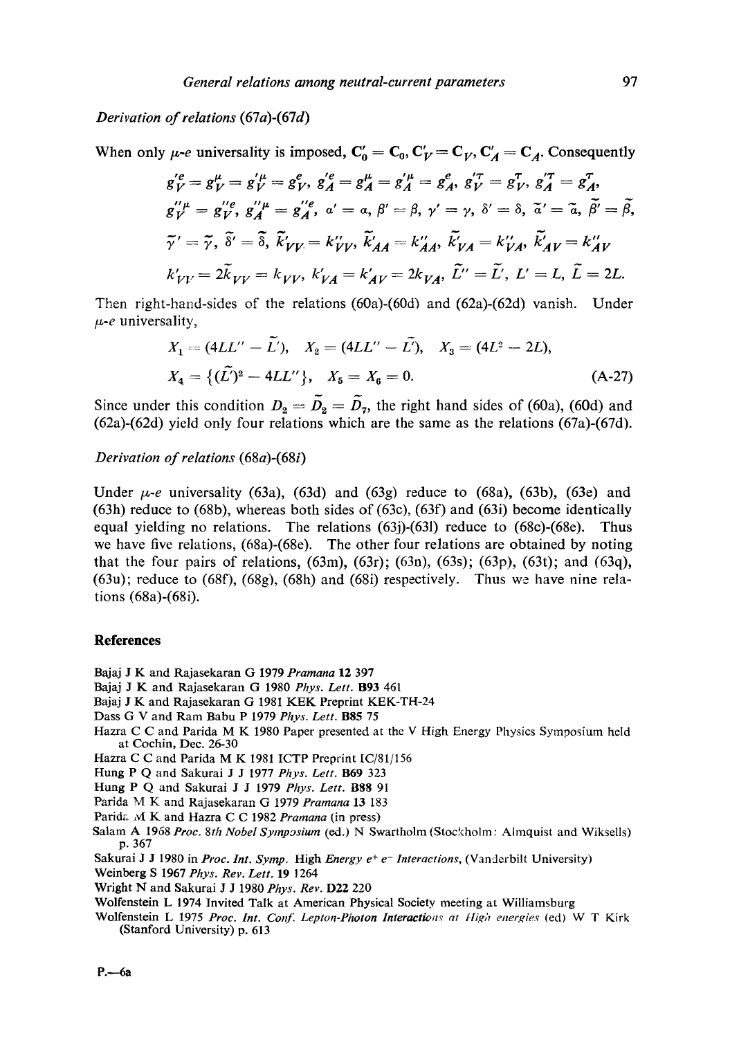*Derivation of relations (67a)-(67d)*

When only $\mu$-$e$ universality is imposed, $\mathbf{C}_0' = \mathbf{C}_0$, $\mathbf{C}_V' = \mathbf{C}_V$, $\mathbf{C}_A' = \mathbf{C}_A$. Consequently

$$g_V'^e = g_V^\mu = g_V'^\mu = g_V^e,\ g_A'^e = g_A^\mu = g_A'^\mu = g_A^e,\ g_V'^T = g_V^T,\ g_A'^T = g_A^T,$$

$$g_V''^\mu = g_V''^e,\ g_A''^\mu = g_A''^e,\ \alpha' = \alpha,\ \beta' = \beta,\ \gamma' = \gamma,\ \delta' = \delta,\ \tilde{\alpha}' = \tilde{\alpha},\ \tilde{\beta}' = \tilde{\beta},$$

$$\tilde{\gamma}' = \tilde{\gamma},\ \tilde{\delta}' = \tilde{\delta},\ \tilde{k}_{VV}' = k_{VV}'',\ \tilde{k}_{AA}' = k_{AA}'',\ \tilde{k}_{VA}' = k_{VA}'',\ \tilde{k}_{AV}' = k_{AV}''$$

$$k_{VV}' = 2\tilde{k}_{VV} = k_{VV},\ k_{VA}' = k_{AV}' = 2k_{VA},\ \tilde{L}'' = \tilde{L}',\ L' = L,\ \tilde{L} = 2L.$$

Then right-hand-sides of the relations (60a)-(60d) and (62a)-(62d) vanish. Under $\mu$-$e$ universality,

$$X_1 = (4LL'' - \tilde{L}'),\quad X_2 = (4LL'' - \tilde{L}'),\quad X_3 = (4L^2 - 2L),$$

$$X_4 = \{(\tilde{L}')^2 - 4LL''\},\quad X_5 = X_6 = 0. \tag{A-27}$$

Since under this condition $D_2 = \tilde{D}_2 = \tilde{D}_7$, the right hand sides of (60a), (60d) and (62a)-(62d) yield only four relations which are the same as the relations (67a)-(67d).

*Derivation of relations (68a)-(68i)*

Under $\mu$-$e$ universality (63a), (63d) and (63g) reduce to (68a), (63b), (63e) and (63h) reduce to (68b), whereas both sides of (63c), (63f) and (63i) become identically equal yielding no relations. The relations (63j)-(63l) reduce to (68c)-(68e). Thus we have five relations, (68a)-(68e). The other four relations are obtained by noting that the four pairs of relations, (63m), (63r); (63n), (63s); (63p), (63t); and (63q), (63u); reduce to (68f), (68g), (68h) and (68i) respectively. Thus we have nine relations (68a)-(68i).

## References

Bajaj J K and Rajasekaran G 1979 *Pramana* **12** 397

Bajaj J K and Rajasekaran G 1980 *Phys. Lett.* **B93** 461

Bajaj J K and Rajasekaran G 1981 KEK Preprint KEK-TH-24

Dass G V and Ram Babu P 1979 *Phys. Lett.* **B85** 75

Hazra C C and Parida M K 1980 Paper presented at the V High Energy Physics Symposium held at Cochin, Dec. 26-30

Hazra C C and Parida M K 1981 ICTP Preprint IC/81/156

Hung P Q and Sakurai J J 1977 *Phys. Lett.* **B69** 323

Hung P Q and Sakurai J J 1979 *Phys. Lett.* **B88** 91

Parida M K and Rajasekaran G 1979 *Pramana* **13** 183

Parida M K and Hazra C C 1982 *Pramana* (in press)

Salam A 1968 *Proc. 8th Nobel Symposium* (ed.) N Swartholm (Stockholm: Almquist and Wiksells) p. 367

Sakurai J J 1980 in *Proc. Int. Symp.* High *Energy* $e^+ e^-$ *Interactions*, (Vanderbilt University)

Weinberg S 1967 *Phys. Rev. Lett.* **19** 1264

Wright N and Sakurai J J 1980 *Phys. Rev.* **D22** 220

Wolfenstein L 1974 Invited Talk at American Physical Society meeting at Williamsburg

Wolfenstein L 1975 *Proc. Int. Conf. Lepton-Photon Interactions at High energies* (ed) W T Kirk (Stanford University) p. 613